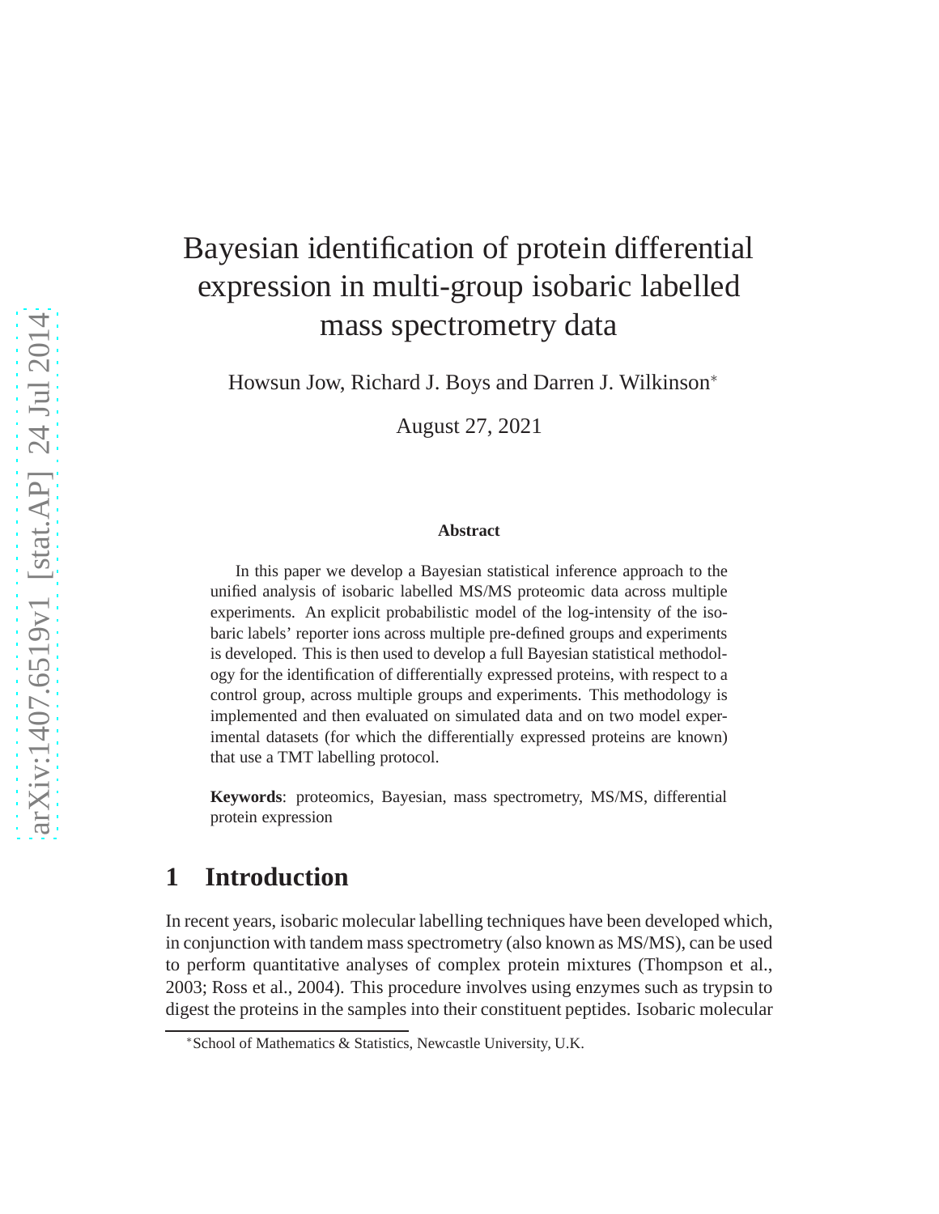# Bayesian identification of protein differential expression in multi-group isobaric labelled mass spectrometry data

Howsun Jow, Richard J. Boys and Darren J. Wilkinson*

August 27, 2021

**Abstract**

In this paper we develop a Bayesian statistical inference approach to the unified analysis of isobaric labelled MS/MS proteomic data across multiple experiments. An explicit probabilistic model of the log-intensity of the isobaric labels' reporter ions across multiple pre-defined groups and experiments is developed. This is then used to develop a full Bayesian statistical methodology for the identification of differentially expressed proteins, with respect to a control group, across multiple groups and experiments. This methodology is implemented and then evaluated on simulated data and on two model experimental datasets (for which the differentially expressed proteins are known) that use a TMT labelling protocol.

**Keywords**: proteomics, Bayesian, mass spectrometry, MS/MS, differential protein expression

## 1 Introduction

In recent years, isobaric molecular labelling techniques have been developed which, in conjunction with tandem mass spectrometry (also known as MS/MS), can be used to perform quantitative analyses of complex protein mixtures (Thompson et al., 2003; Ross et al., 2004). This procedure involves using enzymes such as trypsin to digest the proteins in the samples into their constituent peptides. Isobaric molecular

*School of Mathematics & Statistics, Newcastle University, U.K.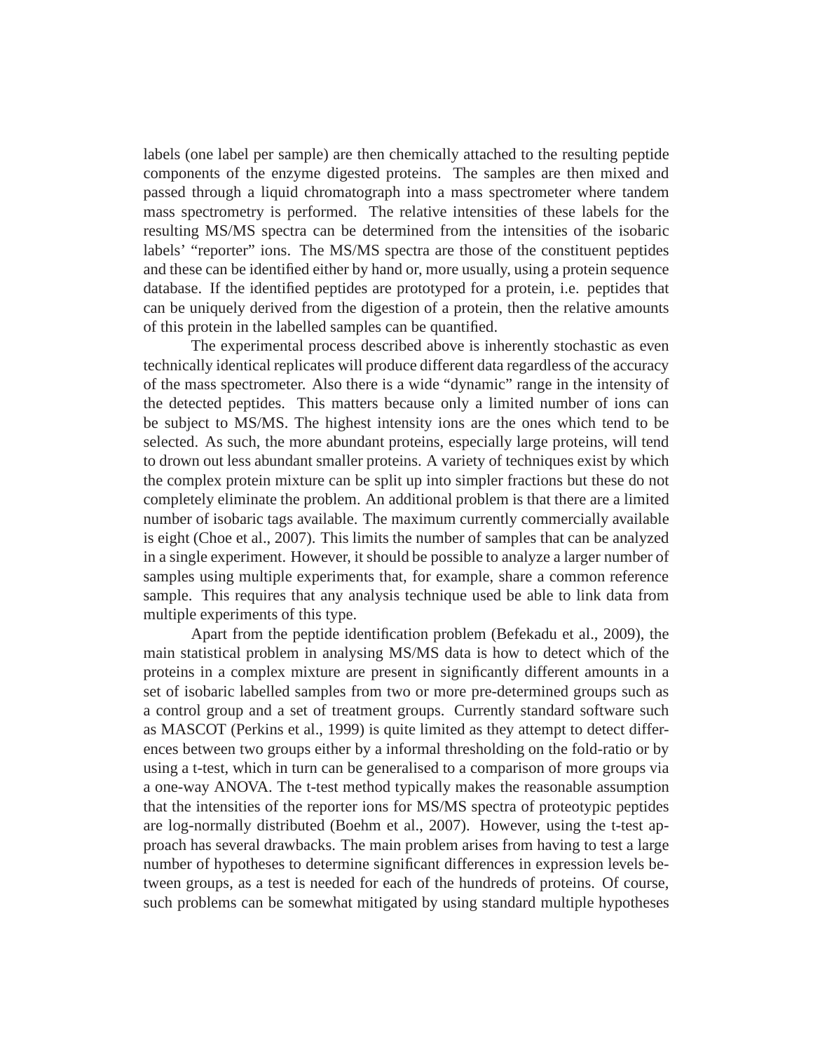labels (one label per sample) are then chemically attached to the resulting peptide components of the enzyme digested proteins. The samples are then mixed and passed through a liquid chromatograph into a mass spectrometer where tandem mass spectrometry is performed. The relative intensities of these labels for the resulting MS/MS spectra can be determined from the intensities of the isobaric labels' "reporter" ions. The MS/MS spectra are those of the constituent peptides and these can be identified either by hand or, more usually, using a protein sequence database. If the identified peptides are prototyped for a protein, i.e. peptides that can be uniquely derived from the digestion of a protein, then the relative amounts of this protein in the labelled samples can be quantified.

The experimental process described above is inherently stochastic as even technically identical replicates will produce different data regardless of the accuracy of the mass spectrometer. Also there is a wide "dynamic" range in the intensity of the detected peptides. This matters because only a limited number of ions can be subject to MS/MS. The highest intensity ions are the ones which tend to be selected. As such, the more abundant proteins, especially large proteins, will tend to drown out less abundant smaller proteins. A variety of techniques exist by which the complex protein mixture can be split up into simpler fractions but these do not completely eliminate the problem. An additional problem is that there are a limited number of isobaric tags available. The maximum currently commercially available is eight (Choe et al., 2007). This limits the number of samples that can be analyzed in a single experiment. However, it should be possible to analyze a larger number of samples using multiple experiments that, for example, share a common reference sample. This requires that any analysis technique used be able to link data from multiple experiments of this type.

Apart from the peptide identification problem (Befekadu et al., 2009), the main statistical problem in analysing MS/MS data is how to detect which of the proteins in a complex mixture are present in significantly different amounts in a set of isobaric labelled samples from two or more pre-determined groups such as a control group and a set of treatment groups. Currently standard software such as MASCOT (Perkins et al., 1999) is quite limited as they attempt to detect differences between two groups either by a informal thresholding on the fold-ratio or by using a t-test, which in turn can be generalised to a comparison of more groups via a one-way ANOVA. The t-test method typically makes the reasonable assumption that the intensities of the reporter ions for MS/MS spectra of proteotypic peptides are log-normally distributed (Boehm et al., 2007). However, using the t-test approach has several drawbacks. The main problem arises from having to test a large number of hypotheses to determine significant differences in expression levels between groups, as a test is needed for each of the hundreds of proteins. Of course, such problems can be somewhat mitigated by using standard multiple hypotheses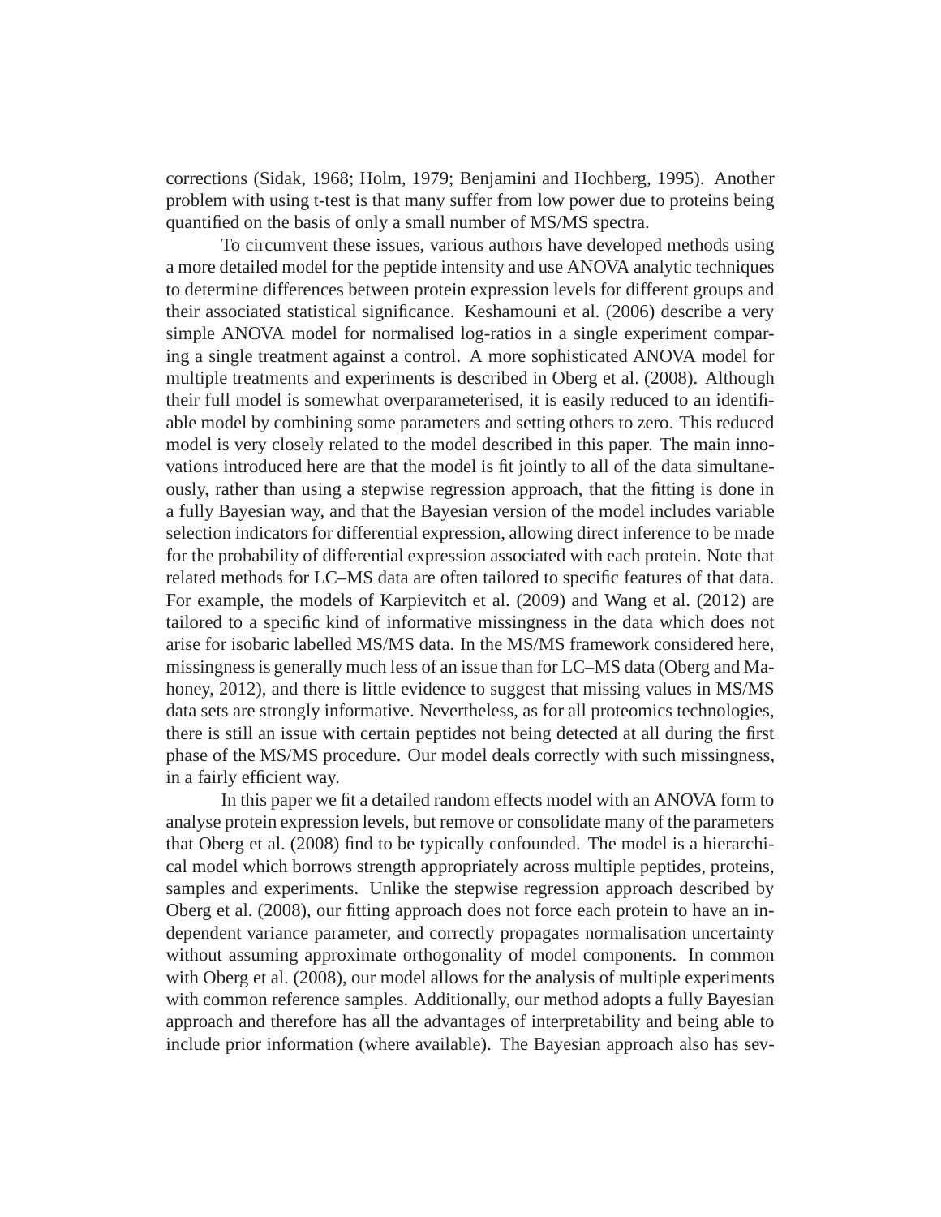corrections (Sidak, 1968; Holm, 1979; Benjamini and Hochberg, 1995). Another problem with using t-test is that many suffer from low power due to proteins being quantified on the basis of only a small number of MS/MS spectra.

To circumvent these issues, various authors have developed methods using a more detailed model for the peptide intensity and use ANOVA analytic techniques to determine differences between protein expression levels for different groups and their associated statistical significance. Keshamouni et al. (2006) describe a very simple ANOVA model for normalised log-ratios in a single experiment comparing a single treatment against a control. A more sophisticated ANOVA model for multiple treatments and experiments is described in Oberg et al. (2008). Although their full model is somewhat overparameterised, it is easily reduced to an identifiable model by combining some parameters and setting others to zero. This reduced model is very closely related to the model described in this paper. The main innovations introduced here are that the model is fit jointly to all of the data simultaneously, rather than using a stepwise regression approach, that the fitting is done in a fully Bayesian way, and that the Bayesian version of the model includes variable selection indicators for differential expression, allowing direct inference to be made for the probability of differential expression associated with each protein. Note that related methods for LC–MS data are often tailored to specific features of that data. For example, the models of Karpievitch et al. (2009) and Wang et al. (2012) are tailored to a specific kind of informative missingness in the data which does not arise for isobaric labelled MS/MS data. In the MS/MS framework considered here, missingness is generally much less of an issue than for LC–MS data (Oberg and Mahoney, 2012), and there is little evidence to suggest that missing values in MS/MS data sets are strongly informative. Nevertheless, as for all proteomics technologies, there is still an issue with certain peptides not being detected at all during the first phase of the MS/MS procedure. Our model deals correctly with such missingness, in a fairly efficient way.

In this paper we fit a detailed random effects model with an ANOVA form to analyse protein expression levels, but remove or consolidate many of the parameters that Oberg et al. (2008) find to be typically confounded. The model is a hierarchical model which borrows strength appropriately across multiple peptides, proteins, samples and experiments. Unlike the stepwise regression approach described by Oberg et al. (2008), our fitting approach does not force each protein to have an independent variance parameter, and correctly propagates normalisation uncertainty without assuming approximate orthogonality of model components. In common with Oberg et al. (2008), our model allows for the analysis of multiple experiments with common reference samples. Additionally, our method adopts a fully Bayesian approach and therefore has all the advantages of interpretability and being able to include prior information (where available). The Bayesian approach also has sev-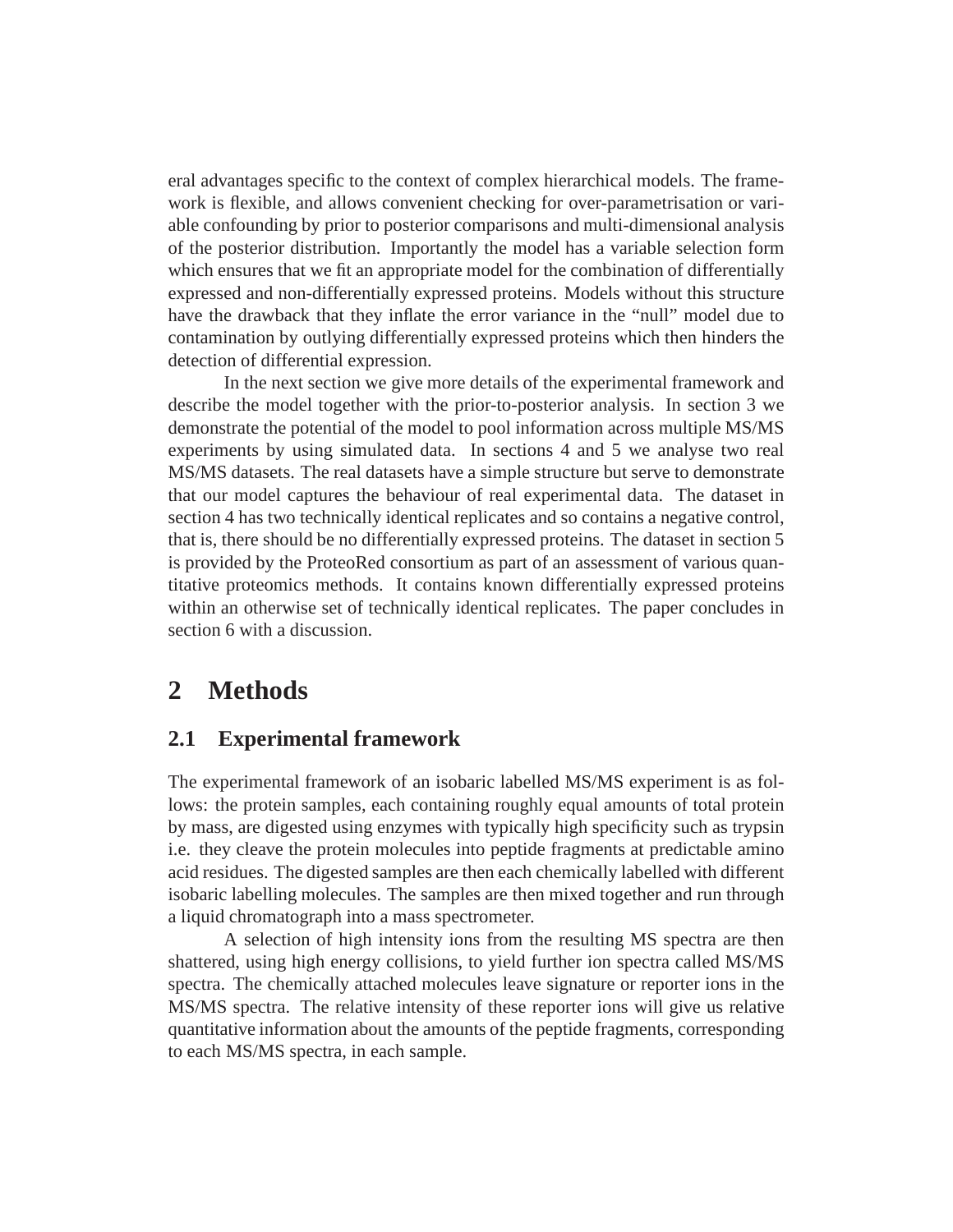eral advantages specific to the context of complex hierarchical models. The framework is flexible, and allows convenient checking for over-parametrisation or variable confounding by prior to posterior comparisons and multi-dimensional analysis of the posterior distribution. Importantly the model has a variable selection form which ensures that we fit an appropriate model for the combination of differentially expressed and non-differentially expressed proteins. Models without this structure have the drawback that they inflate the error variance in the "null" model due to contamination by outlying differentially expressed proteins which then hinders the detection of differential expression.

In the next section we give more details of the experimental framework and describe the model together with the prior-to-posterior analysis. In section 3 we demonstrate the potential of the model to pool information across multiple MS/MS experiments by using simulated data. In sections 4 and 5 we analyse two real MS/MS datasets. The real datasets have a simple structure but serve to demonstrate that our model captures the behaviour of real experimental data. The dataset in section 4 has two technically identical replicates and so contains a negative control, that is, there should be no differentially expressed proteins. The dataset in section 5 is provided by the ProteoRed consortium as part of an assessment of various quantitative proteomics methods. It contains known differentially expressed proteins within an otherwise set of technically identical replicates. The paper concludes in section 6 with a discussion.

# 2 Methods

## 2.1 Experimental framework

The experimental framework of an isobaric labelled MS/MS experiment is as follows: the protein samples, each containing roughly equal amounts of total protein by mass, are digested using enzymes with typically high specificity such as trypsin i.e. they cleave the protein molecules into peptide fragments at predictable amino acid residues. The digested samples are then each chemically labelled with different isobaric labelling molecules. The samples are then mixed together and run through a liquid chromatograph into a mass spectrometer.

A selection of high intensity ions from the resulting MS spectra are then shattered, using high energy collisions, to yield further ion spectra called MS/MS spectra. The chemically attached molecules leave signature or reporter ions in the MS/MS spectra. The relative intensity of these reporter ions will give us relative quantitative information about the amounts of the peptide fragments, corresponding to each MS/MS spectra, in each sample.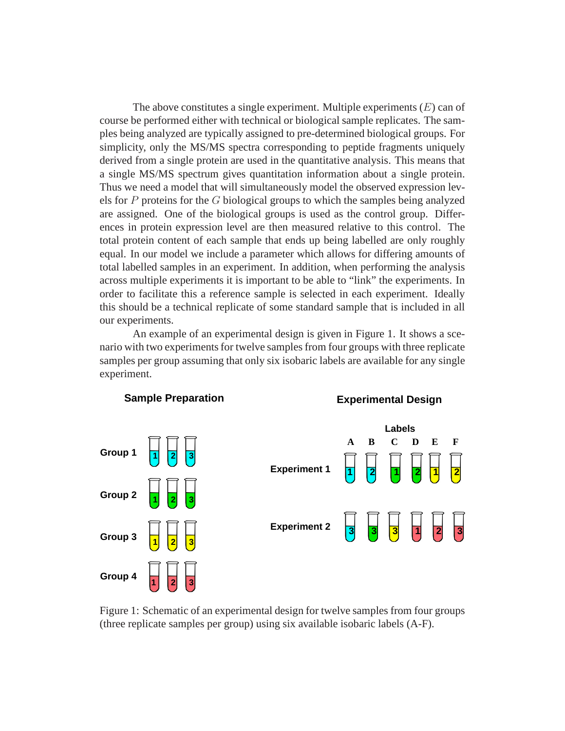The above constitutes a single experiment. Multiple experiments ($E$) can of course be performed either with technical or biological sample replicates. The samples being analyzed are typically assigned to pre-determined biological groups. For simplicity, only the MS/MS spectra corresponding to peptide fragments uniquely derived from a single protein are used in the quantitative analysis. This means that a single MS/MS spectrum gives quantitation information about a single protein. Thus we need a model that will simultaneously model the observed expression levels for $P$ proteins for the $G$ biological groups to which the samples being analyzed are assigned. One of the biological groups is used as the control group. Differences in protein expression level are then measured relative to this control. The total protein content of each sample that ends up being labelled are only roughly equal. In our model we include a parameter which allows for differing amounts of total labelled samples in an experiment. In addition, when performing the analysis across multiple experiments it is important to be able to "link" the experiments. In order to facilitate this a reference sample is selected in each experiment. Ideally this should be a technical replicate of some standard sample that is included in all our experiments.

An example of an experimental design is given in Figure 1. It shows a scenario with two experiments for twelve samples from four groups with three replicate samples per group assuming that only six isobaric labels are available for any single experiment.

**Sample Preparation**

| | | | |
|---|---|---|---|
| Group 1 | 1 | 2 | 3 |
| Group 2 | 1 | 2 | 3 |
| Group 3 | 1 | 2 | 3 |
| Group 4 | 1 | 2 | 3 |

**Experimental Design**

| Labels | A | B | C | D | E | F |
|---|---|---|---|---|---|---|
| Experiment 1 | 1 (Group 1) | 2 (Group 1) | 1 (Group 2) | 2 (Group 2) | 1 (Group 3) | 2 (Group 3) |
| Experiment 2 | 3 (Group 1) | 3 (Group 2) | 3 (Group 3) | 1 (Group 4) | 2 (Group 4) | 3 (Group 4) |

Figure 1: Schematic of an experimental design for twelve samples from four groups (three replicate samples per group) using six available isobaric labels (A-F).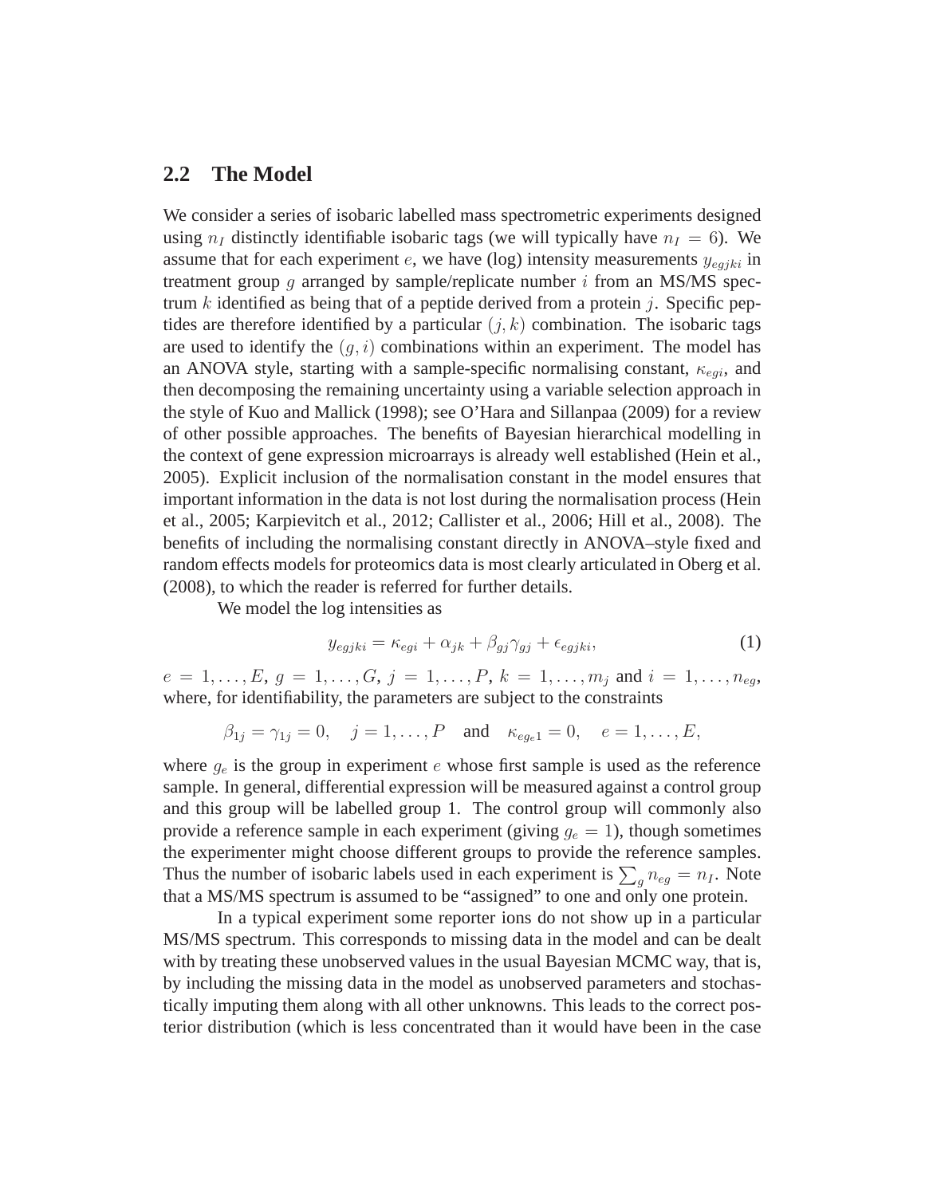## 2.2 The Model

We consider a series of isobaric labelled mass spectrometric experiments designed using $n_I$ distinctly identifiable isobaric tags (we will typically have $n_I = 6$). We assume that for each experiment $e$, we have (log) intensity measurements $y_{egjki}$ in treatment group $g$ arranged by sample/replicate number $i$ from an MS/MS spectrum $k$ identified as being that of a peptide derived from a protein $j$. Specific peptides are therefore identified by a particular $(j, k)$ combination. The isobaric tags are used to identify the $(g, i)$ combinations within an experiment. The model has an ANOVA style, starting with a sample-specific normalising constant, $\kappa_{egi}$, and then decomposing the remaining uncertainty using a variable selection approach in the style of Kuo and Mallick (1998); see O'Hara and Sillanpaa (2009) for a review of other possible approaches. The benefits of Bayesian hierarchical modelling in the context of gene expression microarrays is already well established (Hein et al., 2005). Explicit inclusion of the normalisation constant in the model ensures that important information in the data is not lost during the normalisation process (Hein et al., 2005; Karpievitch et al., 2012; Callister et al., 2006; Hill et al., 2008). The benefits of including the normalising constant directly in ANOVA–style fixed and random effects models for proteomics data is most clearly articulated in Oberg et al. (2008), to which the reader is referred for further details.

We model the log intensities as

$$y_{egjki} = \kappa_{egi} + \alpha_{jk} + \beta_{gj}\gamma_{gj} + \epsilon_{egjki}, \tag{1}$$

$e = 1, \ldots, E$, $g = 1, \ldots, G$, $j = 1, \ldots, P$, $k = 1, \ldots, m_j$ and $i = 1, \ldots, n_{eg}$, where, for identifiability, the parameters are subject to the constraints

$$\beta_{1j} = \gamma_{1j} = 0, \quad j = 1, \ldots, P \quad \text{and} \quad \kappa_{eg_e1} = 0, \quad e = 1, \ldots, E,$$

where $g_e$ is the group in experiment $e$ whose first sample is used as the reference sample. In general, differential expression will be measured against a control group and this group will be labelled group 1. The control group will commonly also provide a reference sample in each experiment (giving $g_e = 1$), though sometimes the experimenter might choose different groups to provide the reference samples. Thus the number of isobaric labels used in each experiment is $\sum_g n_{eg} = n_I$. Note that a MS/MS spectrum is assumed to be "assigned" to one and only one protein.

In a typical experiment some reporter ions do not show up in a particular MS/MS spectrum. This corresponds to missing data in the model and can be dealt with by treating these unobserved values in the usual Bayesian MCMC way, that is, by including the missing data in the model as unobserved parameters and stochastically imputing them along with all other unknowns. This leads to the correct posterior distribution (which is less concentrated than it would have been in the case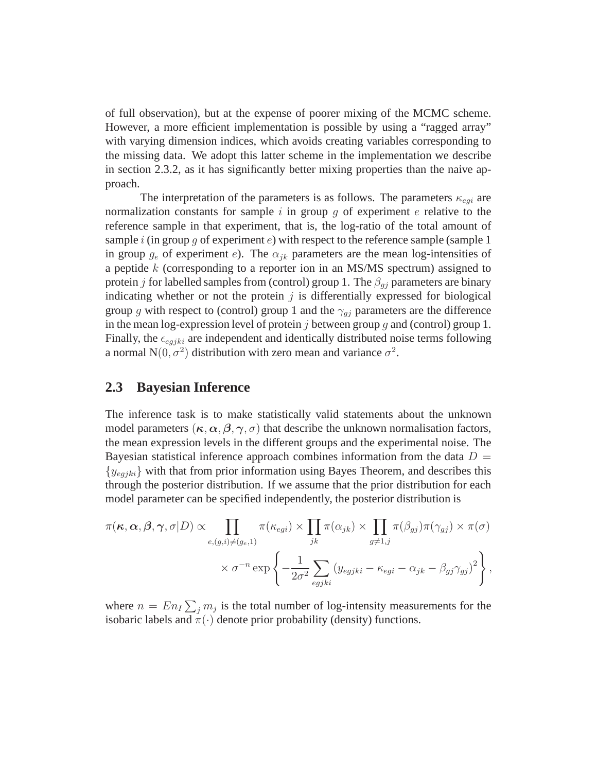of full observation), but at the expense of poorer mixing of the MCMC scheme. However, a more efficient implementation is possible by using a "ragged array" with varying dimension indices, which avoids creating variables corresponding to the missing data. We adopt this latter scheme in the implementation we describe in section 2.3.2, as it has significantly better mixing properties than the naive approach.

The interpretation of the parameters is as follows. The parameters $\kappa_{egi}$ are normalization constants for sample $i$ in group $g$ of experiment $e$ relative to the reference sample in that experiment, that is, the log-ratio of the total amount of sample $i$ (in group $g$ of experiment $e$) with respect to the reference sample (sample 1 in group $g_e$ of experiment $e$). The $\alpha_{jk}$ parameters are the mean log-intensities of a peptide $k$ (corresponding to a reporter ion in an MS/MS spectrum) assigned to protein $j$ for labelled samples from (control) group 1. The $\beta_{gj}$ parameters are binary indicating whether or not the protein $j$ is differentially expressed for biological group $g$ with respect to (control) group 1 and the $\gamma_{gj}$ parameters are the difference in the mean log-expression level of protein $j$ between group $g$ and (control) group 1. Finally, the $\epsilon_{egjki}$ are independent and identically distributed noise terms following a normal $\mathrm{N}(0, \sigma^2)$ distribution with zero mean and variance $\sigma^2$.

## 2.3 Bayesian Inference

The inference task is to make statistically valid statements about the unknown model parameters $(\boldsymbol{\kappa}, \boldsymbol{\alpha}, \boldsymbol{\beta}, \boldsymbol{\gamma}, \sigma)$ that describe the unknown normalisation factors, the mean expression levels in the different groups and the experimental noise. The Bayesian statistical inference approach combines information from the data $D = \{y_{egjki}\}$ with that from prior information using Bayes Theorem, and describes this through the posterior distribution. If we assume that the prior distribution for each model parameter can be specified independently, the posterior distribution is

$$\pi(\boldsymbol{\kappa}, \boldsymbol{\alpha}, \boldsymbol{\beta}, \boldsymbol{\gamma}, \sigma | D) \propto \prod_{e,(g,i) \neq (g_e,1)} \pi(\kappa_{egi}) \times \prod_{jk} \pi(\alpha_{jk}) \times \prod_{g \neq 1, j} \pi(\beta_{gj}) \pi(\gamma_{gj}) \times \pi(\sigma)$$
$$\times \sigma^{-n} \exp\left\{ -\frac{1}{2\sigma^2} \sum_{egjki} (y_{egjki} - \kappa_{egi} - \alpha_{jk} - \beta_{gj}\gamma_{gj})^2 \right\},$$

where $n = E n_I \sum_j m_j$ is the total number of log-intensity measurements for the isobaric labels and $\pi(\cdot)$ denote prior probability (density) functions.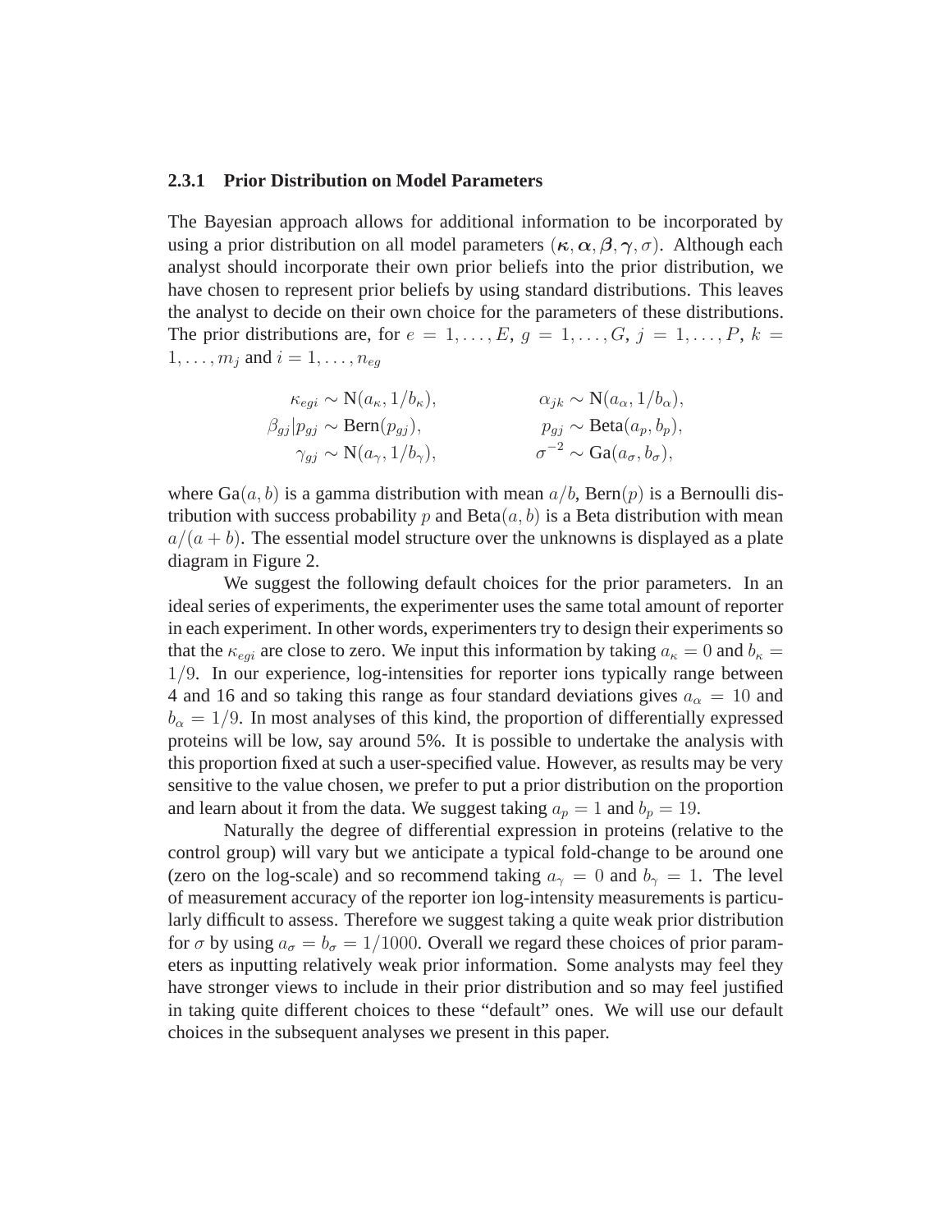### 2.3.1 Prior Distribution on Model Parameters

The Bayesian approach allows for additional information to be incorporated by using a prior distribution on all model parameters $(\boldsymbol{\kappa}, \boldsymbol{\alpha}, \boldsymbol{\beta}, \boldsymbol{\gamma}, \sigma)$. Although each analyst should incorporate their own prior beliefs into the prior distribution, we have chosen to represent prior beliefs by using standard distributions. This leaves the analyst to decide on their own choice for the parameters of these distributions. The prior distributions are, for $e = 1, \ldots, E$, $g = 1, \ldots, G$, $j = 1, \ldots, P$, $k = 1, \ldots, m_j$ and $i = 1, \ldots, n_{eg}$

$$
\begin{aligned}
\kappa_{egi} &\sim \mathrm{N}(a_\kappa, 1/b_\kappa), & \alpha_{jk} &\sim \mathrm{N}(a_\alpha, 1/b_\alpha), \\
\beta_{gj} | p_{gj} &\sim \mathrm{Bern}(p_{gj}), & p_{gj} &\sim \mathrm{Beta}(a_p, b_p), \\
\gamma_{gj} &\sim \mathrm{N}(a_\gamma, 1/b_\gamma), & \sigma^{-2} &\sim \mathrm{Ga}(a_\sigma, b_\sigma),
\end{aligned}
$$

where $\mathrm{Ga}(a, b)$ is a gamma distribution with mean $a/b$, $\mathrm{Bern}(p)$ is a Bernoulli distribution with success probability $p$ and $\mathrm{Beta}(a, b)$ is a Beta distribution with mean $a/(a + b)$. The essential model structure over the unknowns is displayed as a plate diagram in Figure 2.

We suggest the following default choices for the prior parameters. In an ideal series of experiments, the experimenter uses the same total amount of reporter in each experiment. In other words, experimenters try to design their experiments so that the $\kappa_{egi}$ are close to zero. We input this information by taking $a_\kappa = 0$ and $b_\kappa = 1/9$. In our experience, log-intensities for reporter ions typically range between 4 and 16 and so taking this range as four standard deviations gives $a_\alpha = 10$ and $b_\alpha = 1/9$. In most analyses of this kind, the proportion of differentially expressed proteins will be low, say around 5%. It is possible to undertake the analysis with this proportion fixed at such a user-specified value. However, as results may be very sensitive to the value chosen, we prefer to put a prior distribution on the proportion and learn about it from the data. We suggest taking $a_p = 1$ and $b_p = 19$.

Naturally the degree of differential expression in proteins (relative to the control group) will vary but we anticipate a typical fold-change to be around one (zero on the log-scale) and so recommend taking $a_\gamma = 0$ and $b_\gamma = 1$. The level of measurement accuracy of the reporter ion log-intensity measurements is particularly difficult to assess. Therefore we suggest taking a quite weak prior distribution for $\sigma$ by using $a_\sigma = b_\sigma = 1/1000$. Overall we regard these choices of prior parameters as inputting relatively weak prior information. Some analysts may feel they have stronger views to include in their prior distribution and so may feel justified in taking quite different choices to these "default" ones. We will use our default choices in the subsequent analyses we present in this paper.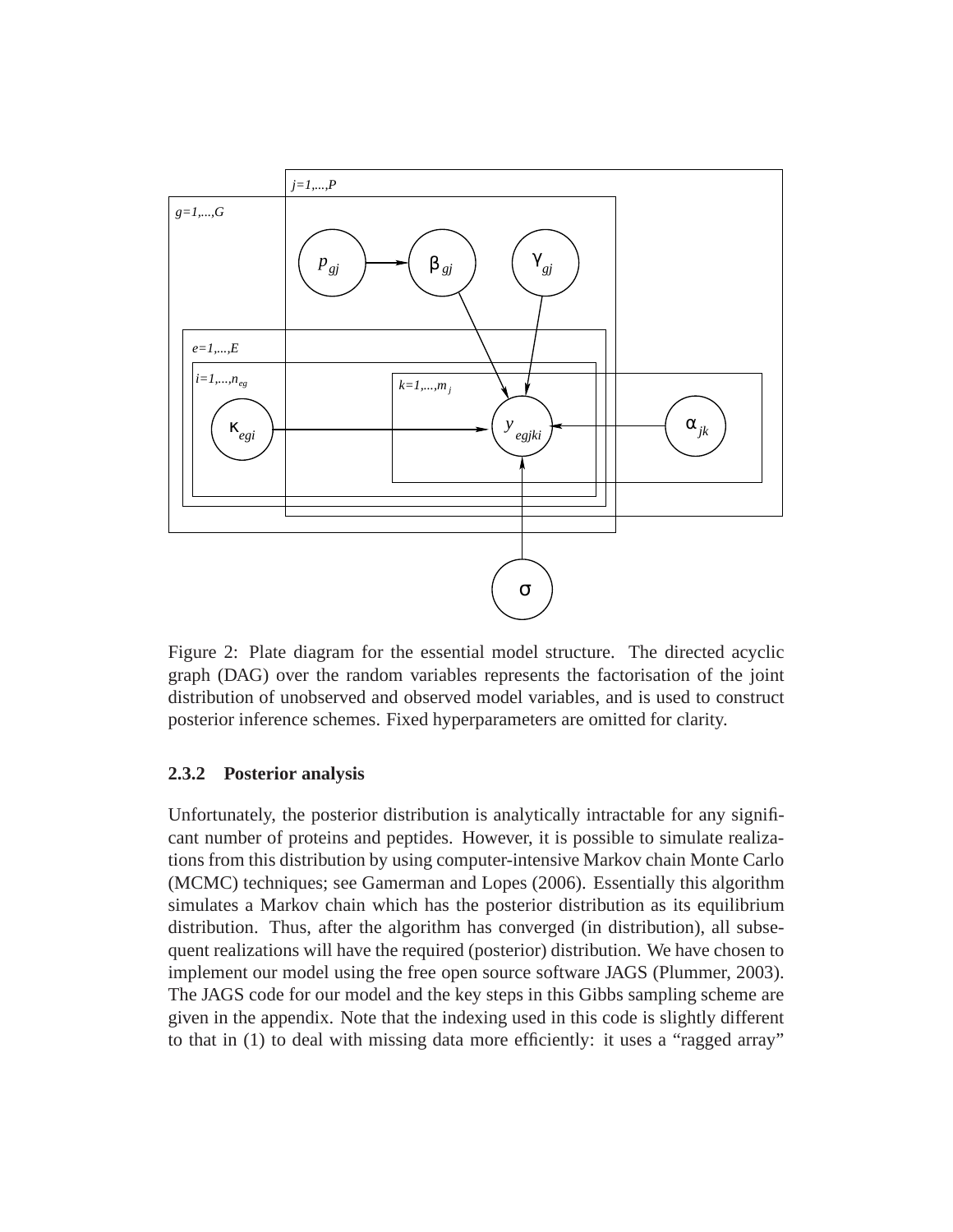Figure 2: Plate diagram for the essential model structure. The directed acyclic graph (DAG) over the random variables represents the factorisation of the joint distribution of unobserved and observed model variables, and is used to construct posterior inference schemes. Fixed hyperparameters are omitted for clarity.

### 2.3.2 Posterior analysis

Unfortunately, the posterior distribution is analytically intractable for any significant number of proteins and peptides. However, it is possible to simulate realizations from this distribution by using computer-intensive Markov chain Monte Carlo (MCMC) techniques; see Gamerman and Lopes (2006). Essentially this algorithm simulates a Markov chain which has the posterior distribution as its equilibrium distribution. Thus, after the algorithm has converged (in distribution), all subsequent realizations will have the required (posterior) distribution. We have chosen to implement our model using the free open source software JAGS (Plummer, 2003). The JAGS code for our model and the key steps in this Gibbs sampling scheme are given in the appendix. Note that the indexing used in this code is slightly different to that in (1) to deal with missing data more efficiently: it uses a "ragged array"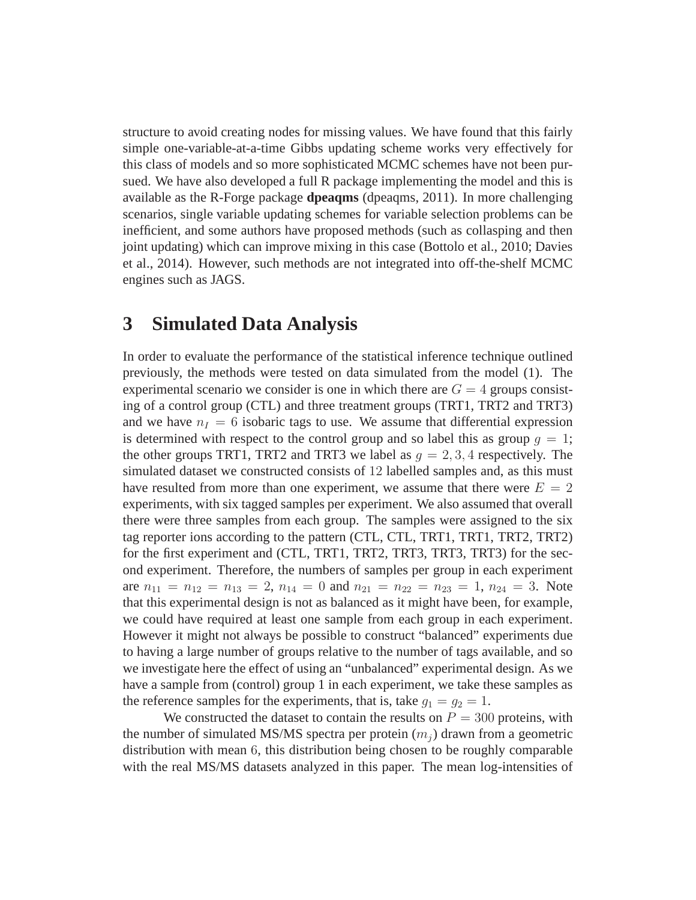structure to avoid creating nodes for missing values. We have found that this fairly simple one-variable-at-a-time Gibbs updating scheme works very effectively for this class of models and so more sophisticated MCMC schemes have not been pursued. We have also developed a full R package implementing the model and this is available as the R-Forge package **dpeaqms** (dpeaqms, 2011). In more challenging scenarios, single variable updating schemes for variable selection problems can be inefficient, and some authors have proposed methods (such as collasping and then joint updating) which can improve mixing in this case (Bottolo et al., 2010; Davies et al., 2014). However, such methods are not integrated into off-the-shelf MCMC engines such as JAGS.

# 3 Simulated Data Analysis

In order to evaluate the performance of the statistical inference technique outlined previously, the methods were tested on data simulated from the model (1). The experimental scenario we consider is one in which there are $G = 4$ groups consisting of a control group (CTL) and three treatment groups (TRT1, TRT2 and TRT3) and we have $n_I = 6$ isobaric tags to use. We assume that differential expression is determined with respect to the control group and so label this as group $g = 1$; the other groups TRT1, TRT2 and TRT3 we label as $g = 2, 3, 4$ respectively. The simulated dataset we constructed consists of $12$ labelled samples and, as this must have resulted from more than one experiment, we assume that there were $E = 2$ experiments, with six tagged samples per experiment. We also assumed that overall there were three samples from each group. The samples were assigned to the six tag reporter ions according to the pattern (CTL, CTL, TRT1, TRT1, TRT2, TRT2) for the first experiment and (CTL, TRT1, TRT2, TRT3, TRT3, TRT3) for the second experiment. Therefore, the numbers of samples per group in each experiment are $n_{11} = n_{12} = n_{13} = 2$, $n_{14} = 0$ and $n_{21} = n_{22} = n_{23} = 1$, $n_{24} = 3$. Note that this experimental design is not as balanced as it might have been, for example, we could have required at least one sample from each group in each experiment. However it might not always be possible to construct "balanced" experiments due to having a large number of groups relative to the number of tags available, and so we investigate here the effect of using an "unbalanced" experimental design. As we have a sample from (control) group 1 in each experiment, we take these samples as the reference samples for the experiments, that is, take $g_1 = g_2 = 1$.

We constructed the dataset to contain the results on $P = 300$ proteins, with the number of simulated MS/MS spectra per protein ($m_j$) drawn from a geometric distribution with mean $6$, this distribution being chosen to be roughly comparable with the real MS/MS datasets analyzed in this paper. The mean log-intensities of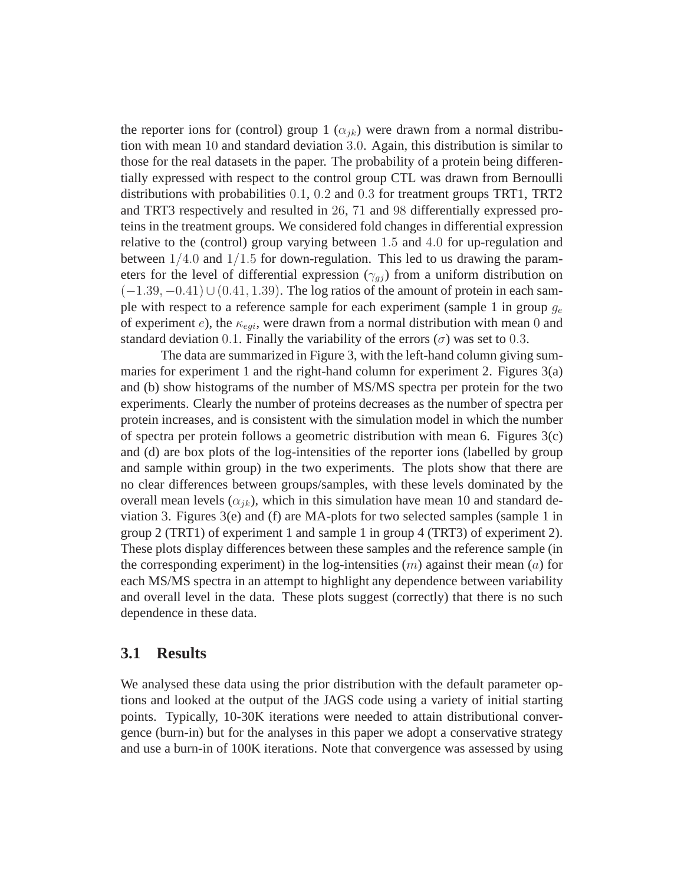the reporter ions for (control) group 1 ($\alpha_{jk}$) were drawn from a normal distribution with mean $10$ and standard deviation $3.0$. Again, this distribution is similar to those for the real datasets in the paper. The probability of a protein being differentially expressed with respect to the control group CTL was drawn from Bernoulli distributions with probabilities $0.1$, $0.2$ and $0.3$ for treatment groups TRT1, TRT2 and TRT3 respectively and resulted in $26$, $71$ and $98$ differentially expressed proteins in the treatment groups. We considered fold changes in differential expression relative to the (control) group varying between $1.5$ and $4.0$ for up-regulation and between $1/4.0$ and $1/1.5$ for down-regulation. This led to us drawing the parameters for the level of differential expression ($\gamma_{gj}$) from a uniform distribution on $(-1.39, -0.41) \cup (0.41, 1.39)$. The log ratios of the amount of protein in each sample with respect to a reference sample for each experiment (sample 1 in group $g_e$ of experiment $e$), the $\kappa_{egi}$, were drawn from a normal distribution with mean $0$ and standard deviation $0.1$. Finally the variability of the errors ($\sigma$) was set to $0.3$.

The data are summarized in Figure 3, with the left-hand column giving summaries for experiment 1 and the right-hand column for experiment 2. Figures 3(a) and (b) show histograms of the number of MS/MS spectra per protein for the two experiments. Clearly the number of proteins decreases as the number of spectra per protein increases, and is consistent with the simulation model in which the number of spectra per protein follows a geometric distribution with mean 6. Figures 3(c) and (d) are box plots of the log-intensities of the reporter ions (labelled by group and sample within group) in the two experiments. The plots show that there are no clear differences between groups/samples, with these levels dominated by the overall mean levels ($\alpha_{jk}$), which in this simulation have mean 10 and standard deviation 3. Figures 3(e) and (f) are MA-plots for two selected samples (sample 1 in group 2 (TRT1) of experiment 1 and sample 1 in group 4 (TRT3) of experiment 2). These plots display differences between these samples and the reference sample (in the corresponding experiment) in the log-intensities ($m$) against their mean ($a$) for each MS/MS spectra in an attempt to highlight any dependence between variability and overall level in the data. These plots suggest (correctly) that there is no such dependence in these data.

## 3.1 Results

We analysed these data using the prior distribution with the default parameter options and looked at the output of the JAGS code using a variety of initial starting points. Typically, 10-30K iterations were needed to attain distributional convergence (burn-in) but for the analyses in this paper we adopt a conservative strategy and use a burn-in of 100K iterations. Note that convergence was assessed by using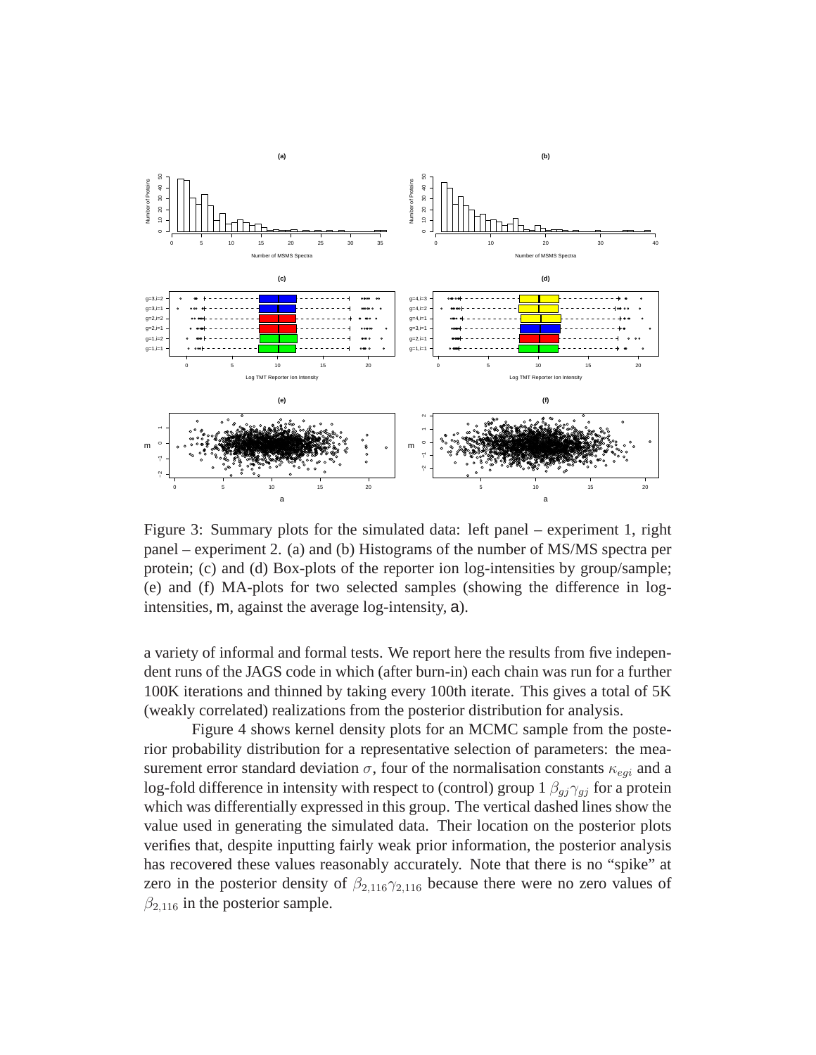Figure 3: Summary plots for the simulated data: left panel – experiment 1, right panel – experiment 2. (a) and (b) Histograms of the number of MS/MS spectra per protein; (c) and (d) Box-plots of the reporter ion log-intensities by group/sample; (e) and (f) MA-plots for two selected samples (showing the difference in log-intensities, m, against the average log-intensity, a).

a variety of informal and formal tests. We report here the results from five independent runs of the JAGS code in which (after burn-in) each chain was run for a further 100K iterations and thinned by taking every 100th iterate. This gives a total of 5K (weakly correlated) realizations from the posterior distribution for analysis.

Figure 4 shows kernel density plots for an MCMC sample from the posterior probability distribution for a representative selection of parameters: the measurement error standard deviation $\sigma$, four of the normalisation constants $\kappa_{egi}$ and a log-fold difference in intensity with respect to (control) group 1 $\beta_{gj}\gamma_{gj}$ for a protein which was differentially expressed in this group. The vertical dashed lines show the value used in generating the simulated data. Their location on the posterior plots verifies that, despite inputting fairly weak prior information, the posterior analysis has recovered these values reasonably accurately. Note that there is no "spike" at zero in the posterior density of $\beta_{2,116}\gamma_{2,116}$ because there were no zero values of $\beta_{2,116}$ in the posterior sample.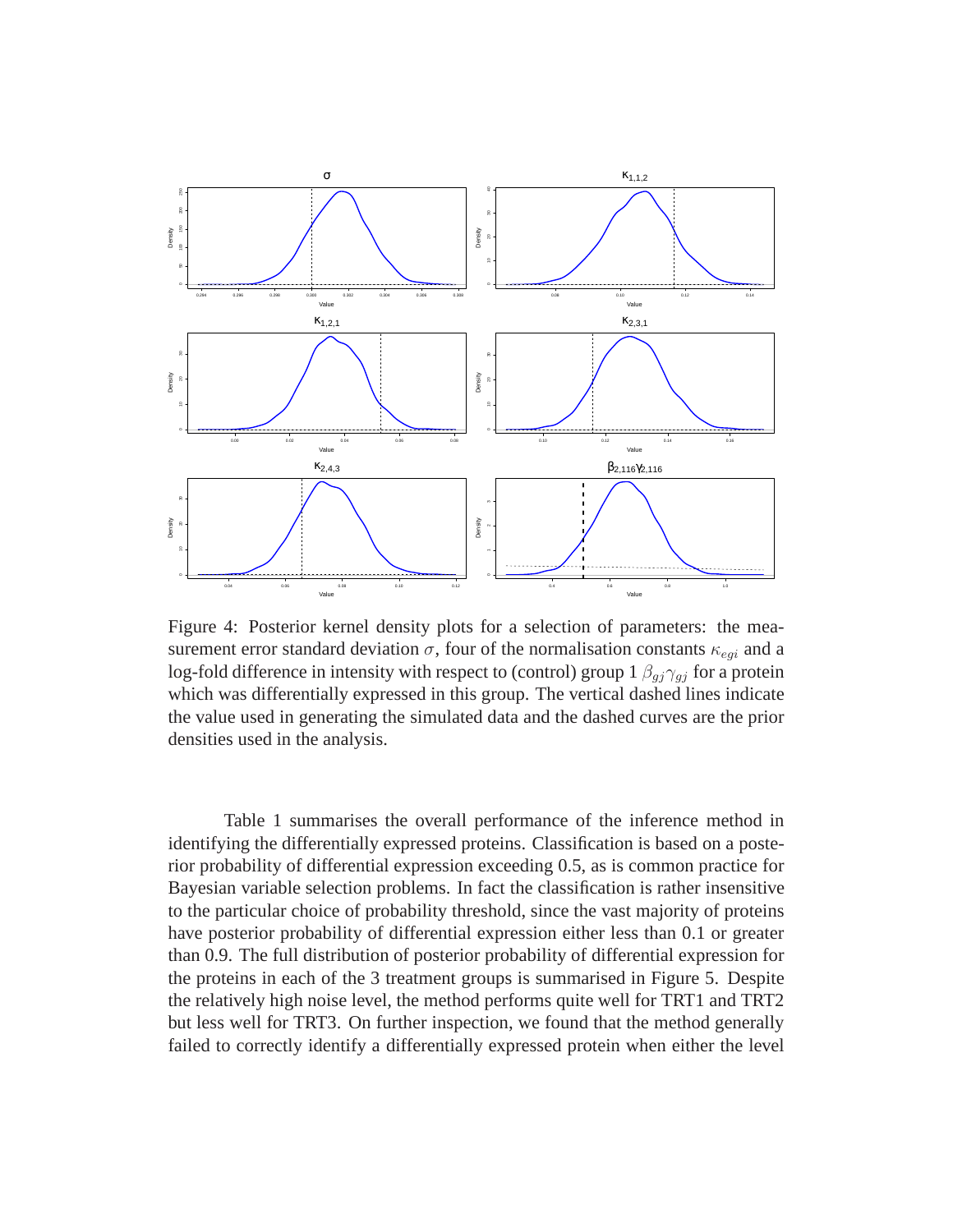Figure 4: Posterior kernel density plots for a selection of parameters: the measurement error standard deviation $\sigma$, four of the normalisation constants $\kappa_{egi}$ and a log-fold difference in intensity with respect to (control) group 1 $\beta_{gj}\gamma_{gj}$ for a protein which was differentially expressed in this group. The vertical dashed lines indicate the value used in generating the simulated data and the dashed curves are the prior densities used in the analysis.

Table 1 summarises the overall performance of the inference method in identifying the differentially expressed proteins. Classification is based on a posterior probability of differential expression exceeding 0.5, as is common practice for Bayesian variable selection problems. In fact the classification is rather insensitive to the particular choice of probability threshold, since the vast majority of proteins have posterior probability of differential expression either less than 0.1 or greater than 0.9. The full distribution of posterior probability of differential expression for the proteins in each of the 3 treatment groups is summarised in Figure 5. Despite the relatively high noise level, the method performs quite well for TRT1 and TRT2 but less well for TRT3. On further inspection, we found that the method generally failed to correctly identify a differentially expressed protein when either the level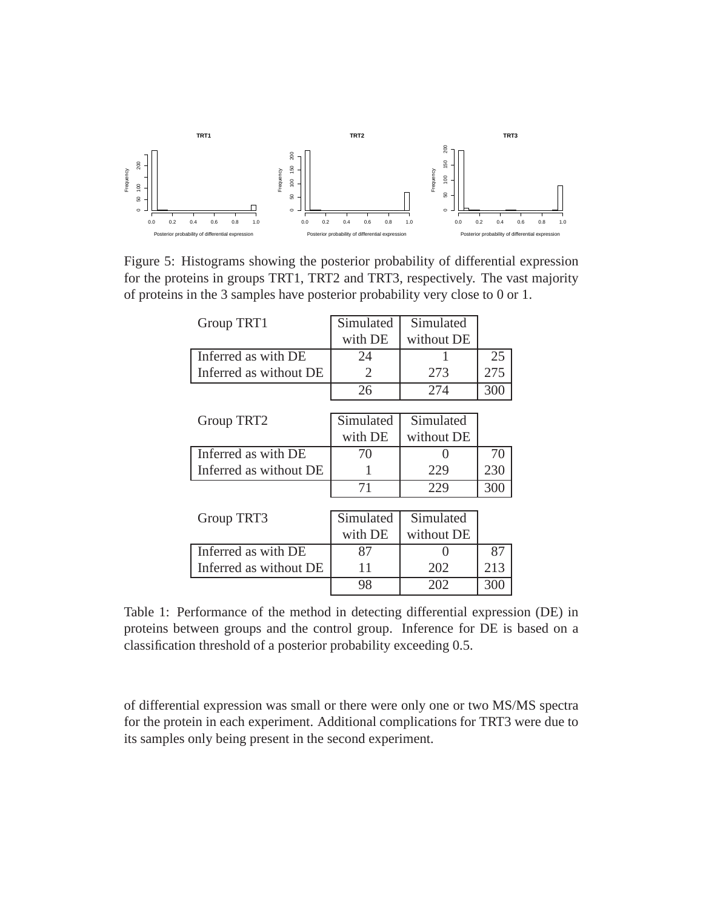Figure 5: Histograms showing the posterior probability of differential expression for the proteins in groups TRT1, TRT2 and TRT3, respectively. The vast majority of proteins in the 3 samples have posterior probability very close to 0 or 1.

| Group TRT1 | Simulated with DE | Simulated without DE | |
|---|---|---|---|
| Inferred as with DE | 24 | 1 | 25 |
| Inferred as without DE | 2 | 273 | 275 |
| | 26 | 274 | 300 |

| Group TRT2 | Simulated with DE | Simulated without DE | |
|---|---|---|---|
| Inferred as with DE | 70 | 0 | 70 |
| Inferred as without DE | 1 | 229 | 230 |
| | 71 | 229 | 300 |

| Group TRT3 | Simulated with DE | Simulated without DE | |
|---|---|---|---|
| Inferred as with DE | 87 | 0 | 87 |
| Inferred as without DE | 11 | 202 | 213 |
| | 98 | 202 | 300 |

Table 1: Performance of the method in detecting differential expression (DE) in proteins between groups and the control group. Inference for DE is based on a classification threshold of a posterior probability exceeding 0.5.

of differential expression was small or there were only one or two MS/MS spectra for the protein in each experiment. Additional complications for TRT3 were due to its samples only being present in the second experiment.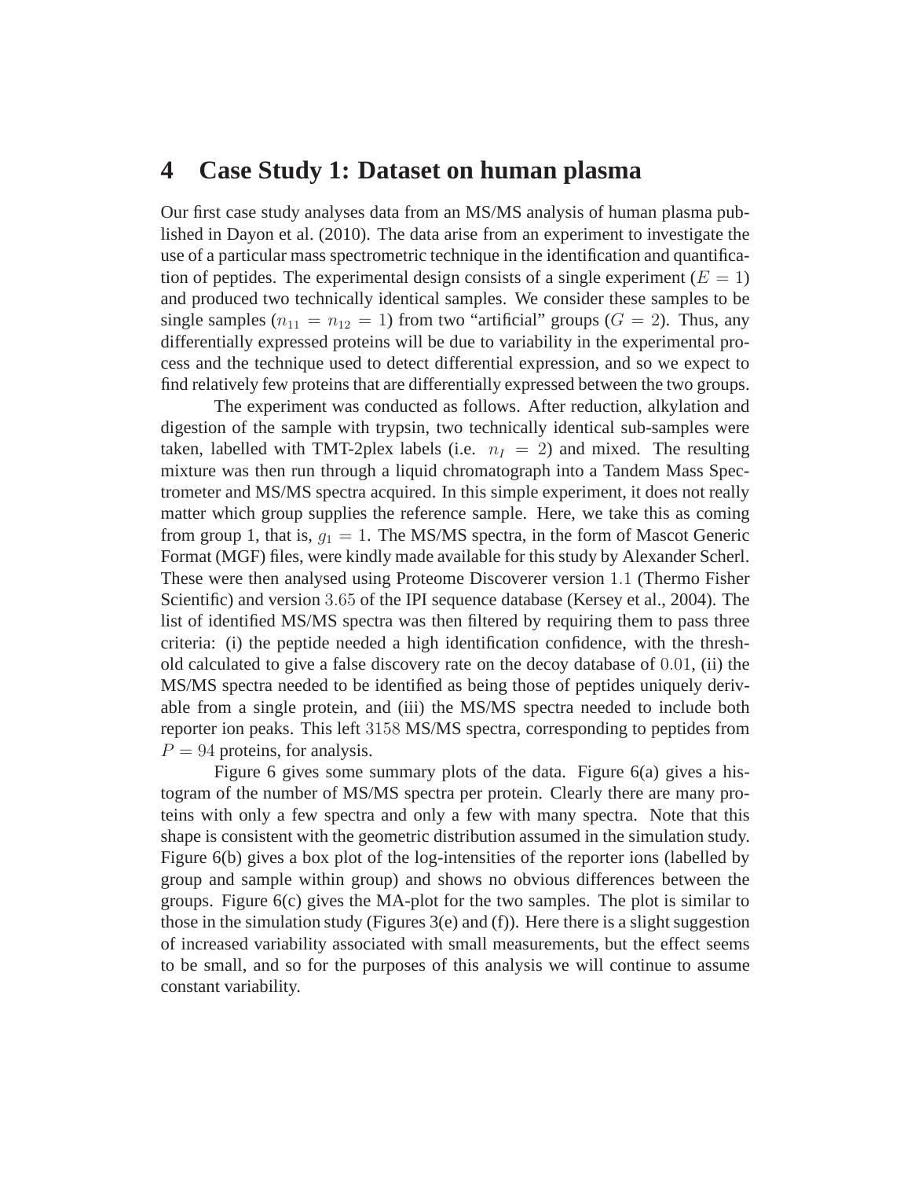# 4 Case Study 1: Dataset on human plasma

Our first case study analyses data from an MS/MS analysis of human plasma published in Dayon et al. (2010). The data arise from an experiment to investigate the use of a particular mass spectrometric technique in the identification and quantification of peptides. The experimental design consists of a single experiment ($E = 1$) and produced two technically identical samples. We consider these samples to be single samples ($n_{11} = n_{12} = 1$) from two "artificial" groups ($G = 2$). Thus, any differentially expressed proteins will be due to variability in the experimental process and the technique used to detect differential expression, and so we expect to find relatively few proteins that are differentially expressed between the two groups.

The experiment was conducted as follows. After reduction, alkylation and digestion of the sample with trypsin, two technically identical sub-samples were taken, labelled with TMT-2plex labels (i.e. $n_I = 2$) and mixed. The resulting mixture was then run through a liquid chromatograph into a Tandem Mass Spectrometer and MS/MS spectra acquired. In this simple experiment, it does not really matter which group supplies the reference sample. Here, we take this as coming from group 1, that is, $g_1 = 1$. The MS/MS spectra, in the form of Mascot Generic Format (MGF) files, were kindly made available for this study by Alexander Scherl. These were then analysed using Proteome Discoverer version $1.1$ (Thermo Fisher Scientific) and version $3.65$ of the IPI sequence database (Kersey et al., 2004). The list of identified MS/MS spectra was then filtered by requiring them to pass three criteria: (i) the peptide needed a high identification confidence, with the threshold calculated to give a false discovery rate on the decoy database of $0.01$, (ii) the MS/MS spectra needed to be identified as being those of peptides uniquely derivable from a single protein, and (iii) the MS/MS spectra needed to include both reporter ion peaks. This left $3158$ MS/MS spectra, corresponding to peptides from $P = 94$ proteins, for analysis.

Figure 6 gives some summary plots of the data. Figure 6(a) gives a histogram of the number of MS/MS spectra per protein. Clearly there are many proteins with only a few spectra and only a few with many spectra. Note that this shape is consistent with the geometric distribution assumed in the simulation study. Figure 6(b) gives a box plot of the log-intensities of the reporter ions (labelled by group and sample within group) and shows no obvious differences between the groups. Figure 6(c) gives the MA-plot for the two samples. The plot is similar to those in the simulation study (Figures 3(e) and (f)). Here there is a slight suggestion of increased variability associated with small measurements, but the effect seems to be small, and so for the purposes of this analysis we will continue to assume constant variability.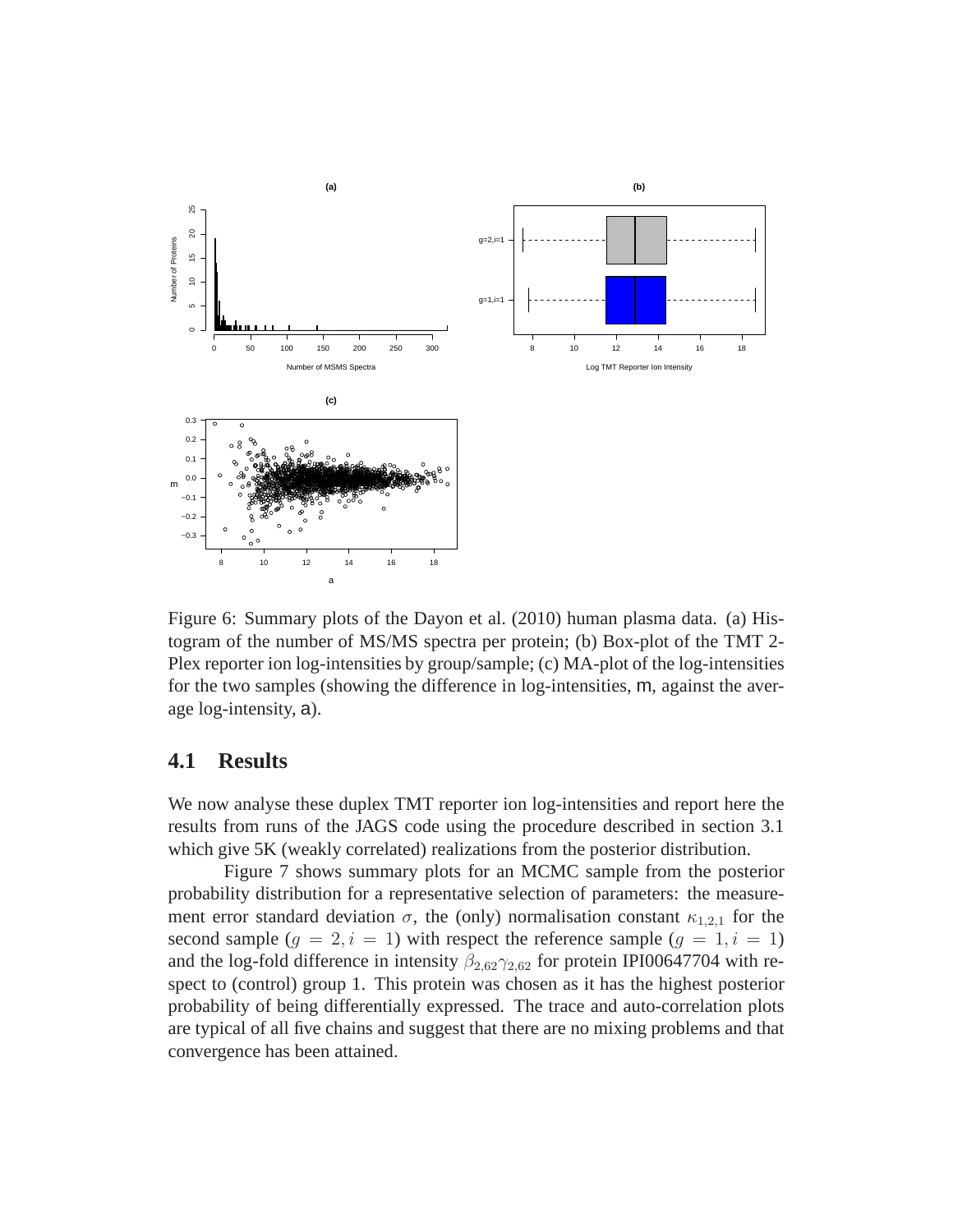Figure 6: Summary plots of the Dayon et al. (2010) human plasma data. (a) Histogram of the number of MS/MS spectra per protein; (b) Box-plot of the TMT 2-Plex reporter ion log-intensities by group/sample; (c) MA-plot of the log-intensities for the two samples (showing the difference in log-intensities, m, against the average log-intensity, a).

## 4.1 Results

We now analyse these duplex TMT reporter ion log-intensities and report here the results from runs of the JAGS code using the procedure described in section 3.1 which give 5K (weakly correlated) realizations from the posterior distribution.

Figure 7 shows summary plots for an MCMC sample from the posterior probability distribution for a representative selection of parameters: the measurement error standard deviation $\sigma$, the (only) normalisation constant $\kappa_{1,2,1}$ for the second sample ($g = 2, i = 1$) with respect the reference sample ($g = 1, i = 1$) and the log-fold difference in intensity $\beta_{2,62}\gamma_{2,62}$ for protein IPI00647704 with respect to (control) group 1. This protein was chosen as it has the highest posterior probability of being differentially expressed. The trace and auto-correlation plots are typical of all five chains and suggest that there are no mixing problems and that convergence has been attained.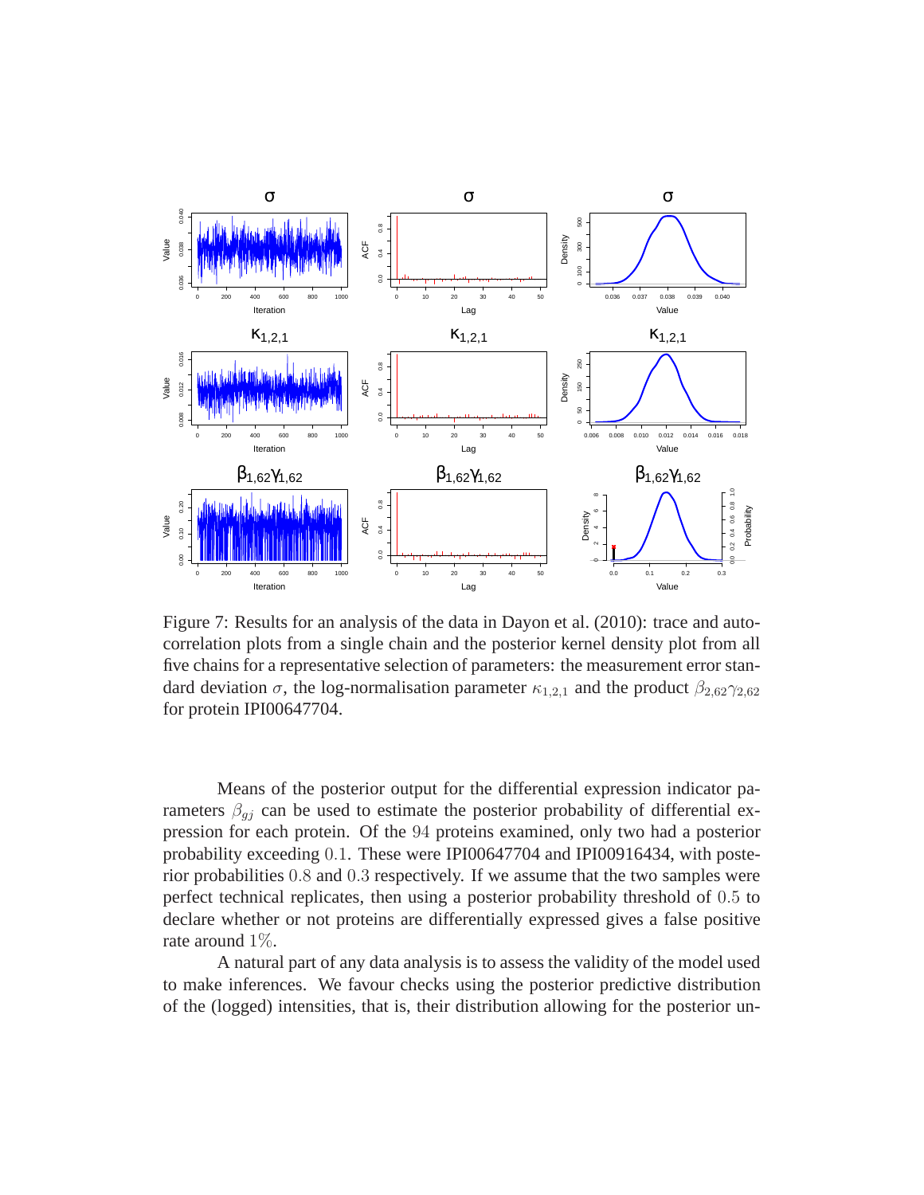Figure 7: Results for an analysis of the data in Dayon et al. (2010): trace and autocorrelation plots from a single chain and the posterior kernel density plot from all five chains for a representative selection of parameters: the measurement error standard deviation $\sigma$, the log-normalisation parameter $\kappa_{1,2,1}$ and the product $\beta_{2,62}\gamma_{2,62}$ for protein IPI00647704.

Means of the posterior output for the differential expression indicator parameters $\beta_{gj}$ can be used to estimate the posterior probability of differential expression for each protein. Of the $94$ proteins examined, only two had a posterior probability exceeding $0.1$. These were IPI00647704 and IPI00916434, with posterior probabilities $0.8$ and $0.3$ respectively. If we assume that the two samples were perfect technical replicates, then using a posterior probability threshold of $0.5$ to declare whether or not proteins are differentially expressed gives a false positive rate around $1\%$.

A natural part of any data analysis is to assess the validity of the model used to make inferences. We favour checks using the posterior predictive distribution of the (logged) intensities, that is, their distribution allowing for the posterior un-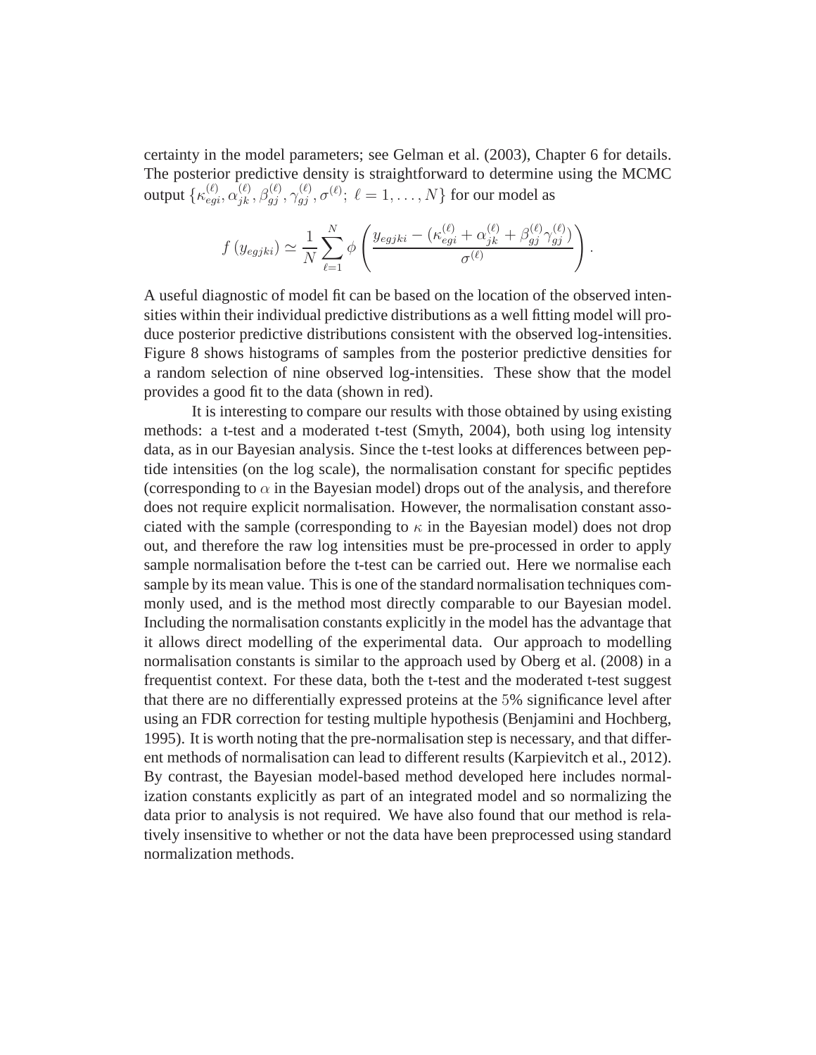certainty in the model parameters; see Gelman et al. (2003), Chapter 6 for details. The posterior predictive density is straightforward to determine using the MCMC output $\{\kappa_{egi}^{(\ell)}, \alpha_{jk}^{(\ell)}, \beta_{gj}^{(\ell)}, \gamma_{gj}^{(\ell)}, \sigma^{(\ell)};\ \ell = 1, \ldots, N\}$ for our model as

$$f\left(y_{egjki}\right) \simeq \frac{1}{N} \sum_{\ell=1}^{N} \phi \left( \frac{y_{egjki} - (\kappa_{egi}^{(\ell)} + \alpha_{jk}^{(\ell)} + \beta_{gj}^{(\ell)} \gamma_{gj}^{(\ell)})}{\sigma^{(\ell)}} \right).$$

A useful diagnostic of model fit can be based on the location of the observed intensities within their individual predictive distributions as a well fitting model will produce posterior predictive distributions consistent with the observed log-intensities. Figure 8 shows histograms of samples from the posterior predictive densities for a random selection of nine observed log-intensities. These show that the model provides a good fit to the data (shown in red).

It is interesting to compare our results with those obtained by using existing methods: a t-test and a moderated t-test (Smyth, 2004), both using log intensity data, as in our Bayesian analysis. Since the t-test looks at differences between peptide intensities (on the log scale), the normalisation constant for specific peptides (corresponding to $\alpha$ in the Bayesian model) drops out of the analysis, and therefore does not require explicit normalisation. However, the normalisation constant associated with the sample (corresponding to $\kappa$ in the Bayesian model) does not drop out, and therefore the raw log intensities must be pre-processed in order to apply sample normalisation before the t-test can be carried out. Here we normalise each sample by its mean value. This is one of the standard normalisation techniques commonly used, and is the method most directly comparable to our Bayesian model. Including the normalisation constants explicitly in the model has the advantage that it allows direct modelling of the experimental data. Our approach to modelling normalisation constants is similar to the approach used by Oberg et al. (2008) in a frequentist context. For these data, both the t-test and the moderated t-test suggest that there are no differentially expressed proteins at the $5$% significance level after using an FDR correction for testing multiple hypothesis (Benjamini and Hochberg, 1995). It is worth noting that the pre-normalisation step is necessary, and that different methods of normalisation can lead to different results (Karpievitch et al., 2012). By contrast, the Bayesian model-based method developed here includes normalization constants explicitly as part of an integrated model and so normalizing the data prior to analysis is not required. We have also found that our method is relatively insensitive to whether or not the data have been preprocessed using standard normalization methods.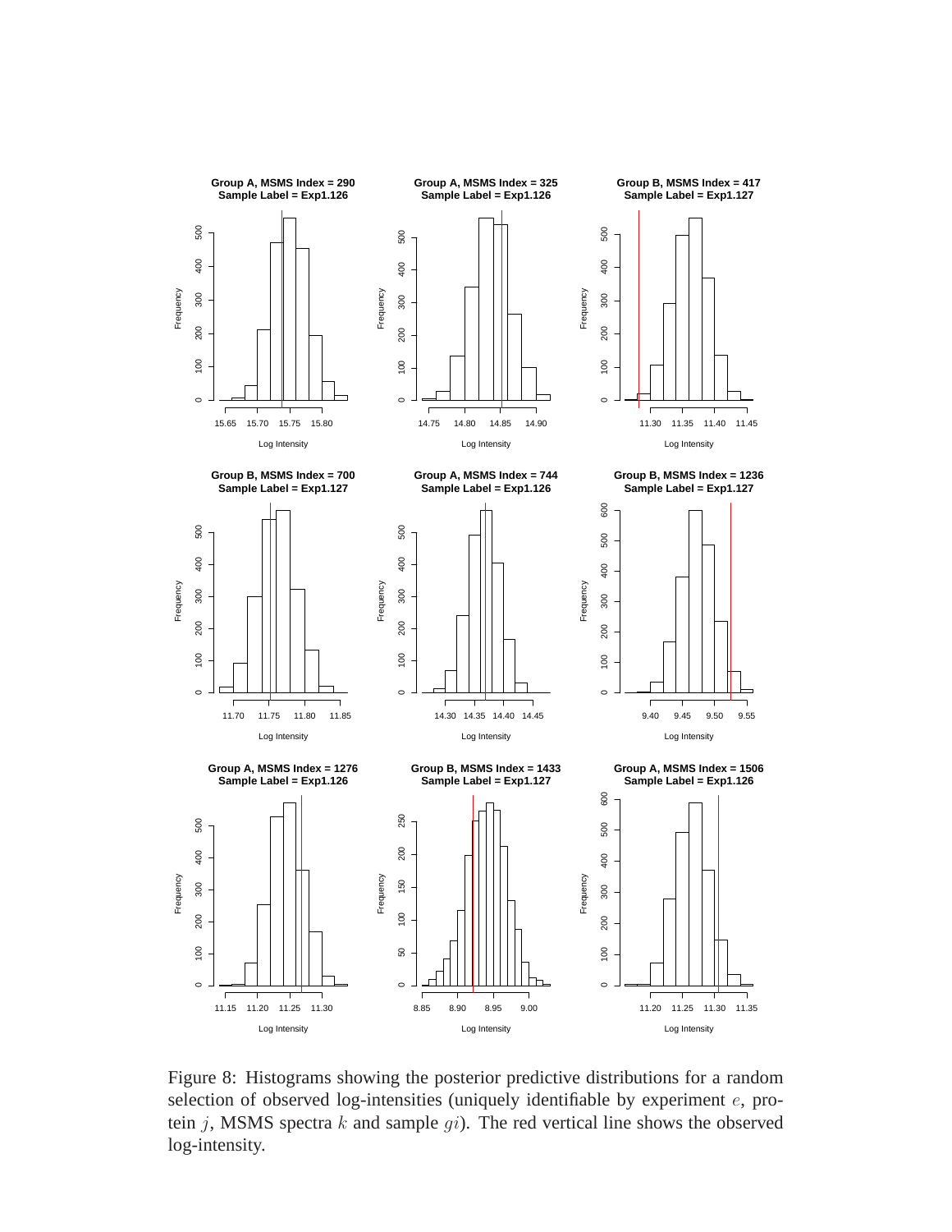Figure 8: Histograms showing the posterior predictive distributions for a random selection of observed log-intensities (uniquely identifiable by experiment $e$, protein $j$, MSMS spectra $k$ and sample $gi$). The red vertical line shows the observed log-intensity.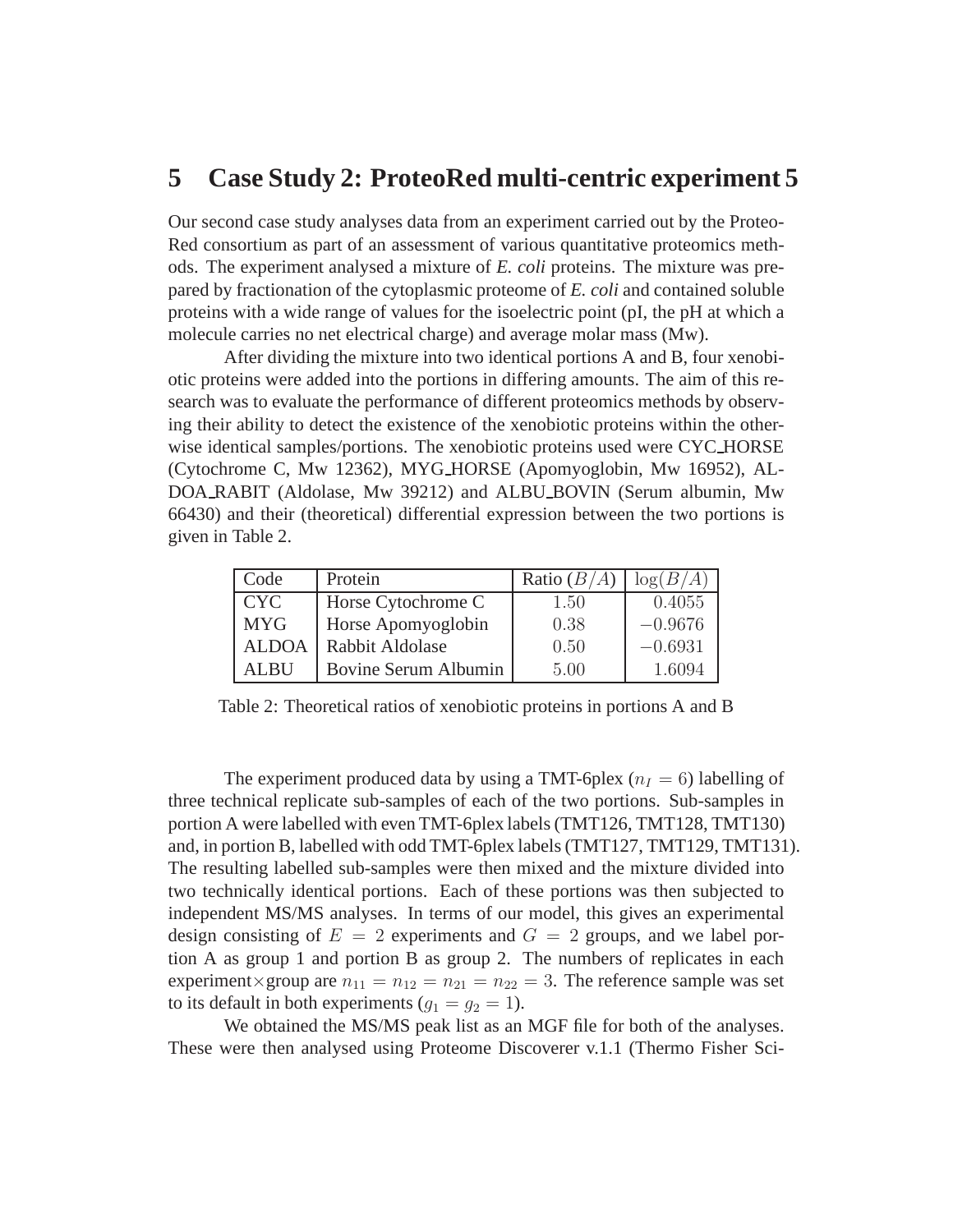## 5 Case Study 2: ProteoRed multi-centric experiment 5

Our second case study analyses data from an experiment carried out by the ProteoRed consortium as part of an assessment of various quantitative proteomics methods. The experiment analysed a mixture of *E. coli* proteins. The mixture was prepared by fractionation of the cytoplasmic proteome of *E. coli* and contained soluble proteins with a wide range of values for the isoelectric point (pI, the pH at which a molecule carries no net electrical charge) and average molar mass (Mw).

After dividing the mixture into two identical portions A and B, four xenobiotic proteins were added into the portions in differing amounts. The aim of this research was to evaluate the performance of different proteomics methods by observing their ability to detect the existence of the xenobiotic proteins within the otherwise identical samples/portions. The xenobiotic proteins used were CYC_HORSE (Cytochrome C, Mw 12362), MYG_HORSE (Apomyoglobin, Mw 16952), ALDOA_RABIT (Aldolase, Mw 39212) and ALBU_BOVIN (Serum albumin, Mw 66430) and their (theoretical) differential expression between the two portions is given in Table 2.

| Code | Protein | Ratio $(B/A)$ | $\log(B/A)$ |
|---|---|---|---|
| CYC | Horse Cytochrome C | $1.50$ | $0.4055$ |
| MYG | Horse Apomyoglobin | $0.38$ | $-0.9676$ |
| ALDOA | Rabbit Aldolase | $0.50$ | $-0.6931$ |
| ALBU | Bovine Serum Albumin | $5.00$ | $1.6094$ |

Table 2: Theoretical ratios of xenobiotic proteins in portions A and B

The experiment produced data by using a TMT-6plex ($n_I = 6$) labelling of three technical replicate sub-samples of each of the two portions. Sub-samples in portion A were labelled with even TMT-6plex labels (TMT126, TMT128, TMT130) and, in portion B, labelled with odd TMT-6plex labels (TMT127, TMT129, TMT131). The resulting labelled sub-samples were then mixed and the mixture divided into two technically identical portions. Each of these portions was then subjected to independent MS/MS analyses. In terms of our model, this gives an experimental design consisting of $E = 2$ experiments and $G = 2$ groups, and we label portion A as group 1 and portion B as group 2. The numbers of replicates in each experiment×group are $n_{11} = n_{12} = n_{21} = n_{22} = 3$. The reference sample was set to its default in both experiments ($g_1 = g_2 = 1$).

We obtained the MS/MS peak list as an MGF file for both of the analyses. These were then analysed using Proteome Discoverer v.1.1 (Thermo Fisher Sci-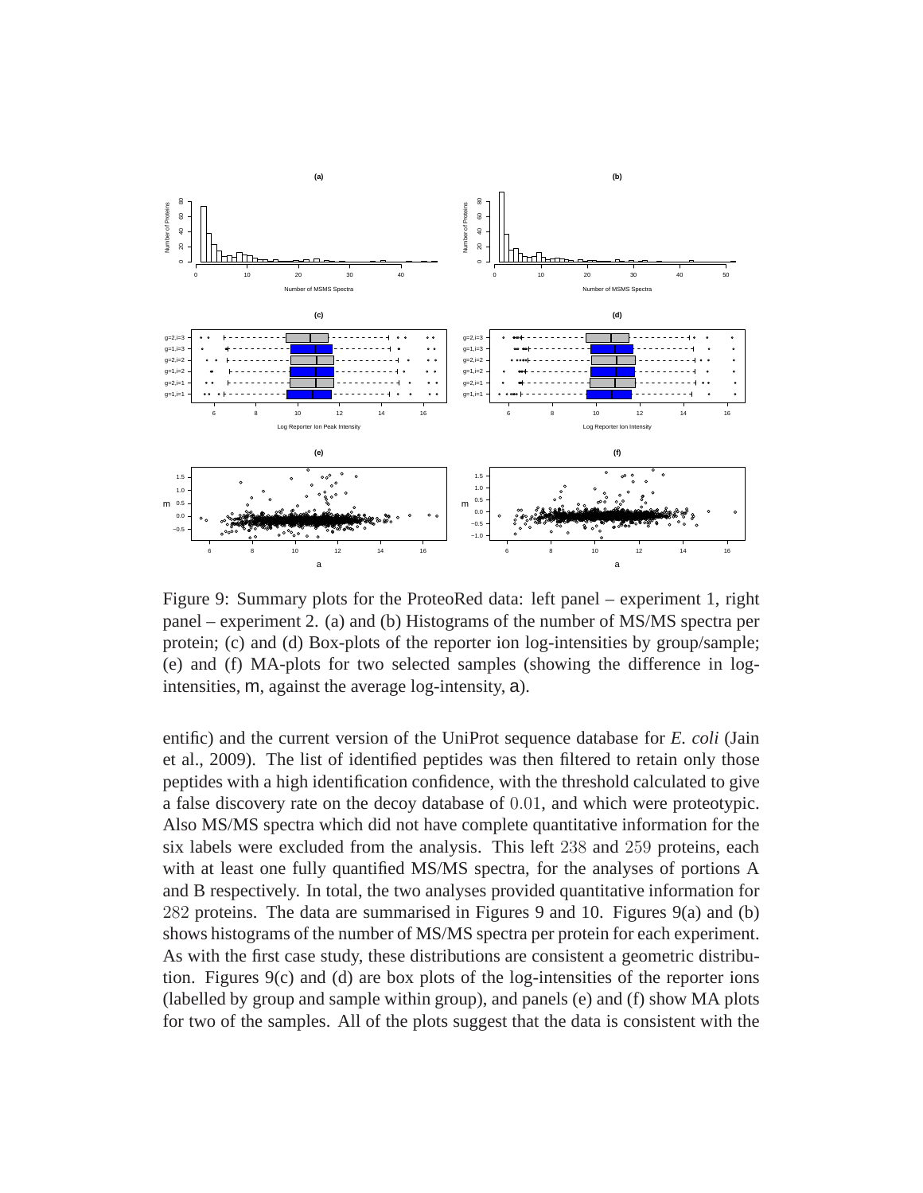Figure 9: Summary plots for the ProteoRed data: left panel – experiment 1, right panel – experiment 2. (a) and (b) Histograms of the number of MS/MS spectra per protein; (c) and (d) Box-plots of the reporter ion log-intensities by group/sample; (e) and (f) MA-plots for two selected samples (showing the difference in log-intensities, m, against the average log-intensity, a).

entific) and the current version of the UniProt sequence database for *E. coli* (Jain et al., 2009). The list of identified peptides was then filtered to retain only those peptides with a high identification confidence, with the threshold calculated to give a false discovery rate on the decoy database of 0.01, and which were proteotypic. Also MS/MS spectra which did not have complete quantitative information for the six labels were excluded from the analysis. This left 238 and 259 proteins, each with at least one fully quantified MS/MS spectra, for the analyses of portions A and B respectively. In total, the two analyses provided quantitative information for 282 proteins. The data are summarised in Figures 9 and 10. Figures 9(a) and (b) shows histograms of the number of MS/MS spectra per protein for each experiment. As with the first case study, these distributions are consistent a geometric distribution. Figures 9(c) and (d) are box plots of the log-intensities of the reporter ions (labelled by group and sample within group), and panels (e) and (f) show MA plots for two of the samples. All of the plots suggest that the data is consistent with the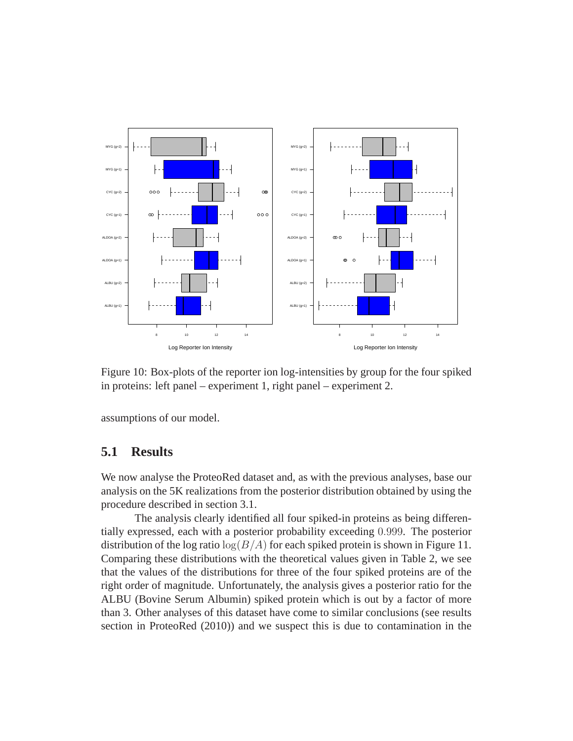Figure 10: Box-plots of the reporter ion log-intensities by group for the four spiked in proteins: left panel – experiment 1, right panel – experiment 2.

assumptions of our model.

## 5.1 Results

We now analyse the ProteoRed dataset and, as with the previous analyses, base our analysis on the 5K realizations from the posterior distribution obtained by using the procedure described in section 3.1.

The analysis clearly identified all four spiked-in proteins as being differentially expressed, each with a posterior probability exceeding $0.999$. The posterior distribution of the log ratio $\log(B/A)$ for each spiked protein is shown in Figure 11. Comparing these distributions with the theoretical values given in Table 2, we see that the values of the distributions for three of the four spiked proteins are of the right order of magnitude. Unfortunately, the analysis gives a posterior ratio for the ALBU (Bovine Serum Albumin) spiked protein which is out by a factor of more than 3. Other analyses of this dataset have come to similar conclusions (see results section in ProteoRed (2010)) and we suspect this is due to contamination in the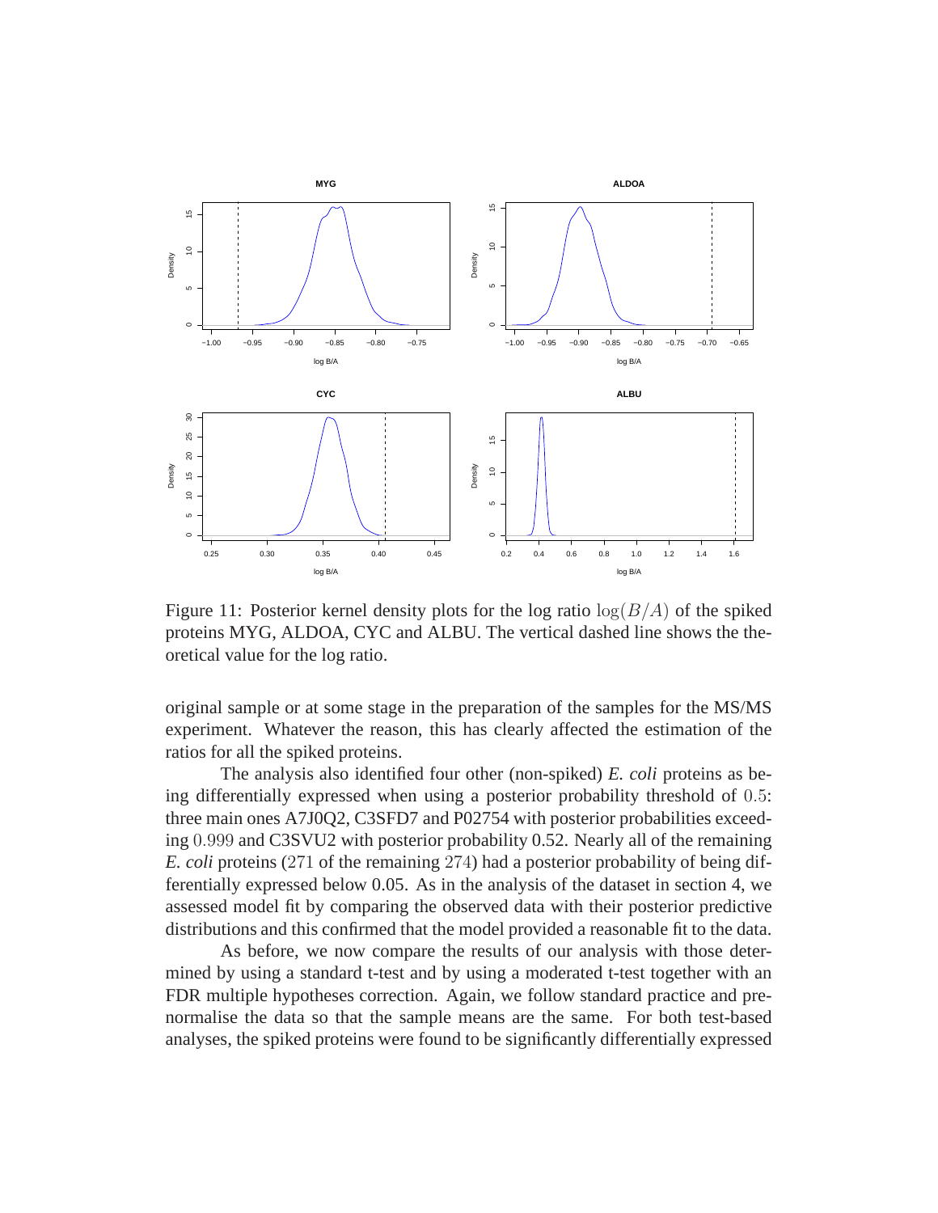Figure 11: Posterior kernel density plots for the log ratio $\log(B/A)$ of the spiked proteins MYG, ALDOA, CYC and ALBU. The vertical dashed line shows the theoretical value for the log ratio.

original sample or at some stage in the preparation of the samples for the MS/MS experiment. Whatever the reason, this has clearly affected the estimation of the ratios for all the spiked proteins.

The analysis also identified four other (non-spiked) *E. coli* proteins as being differentially expressed when using a posterior probability threshold of $0.5$: three main ones A7J0Q2, C3SFD7 and P02754 with posterior probabilities exceeding $0.999$ and C3SVU2 with posterior probability 0.52. Nearly all of the remaining *E. coli* proteins ($271$ of the remaining $274$) had a posterior probability of being differentially expressed below 0.05. As in the analysis of the dataset in section 4, we assessed model fit by comparing the observed data with their posterior predictive distributions and this confirmed that the model provided a reasonable fit to the data.

As before, we now compare the results of our analysis with those determined by using a standard t-test and by using a moderated t-test together with an FDR multiple hypotheses correction. Again, we follow standard practice and pre-normalise the data so that the sample means are the same. For both test-based analyses, the spiked proteins were found to be significantly differentially expressed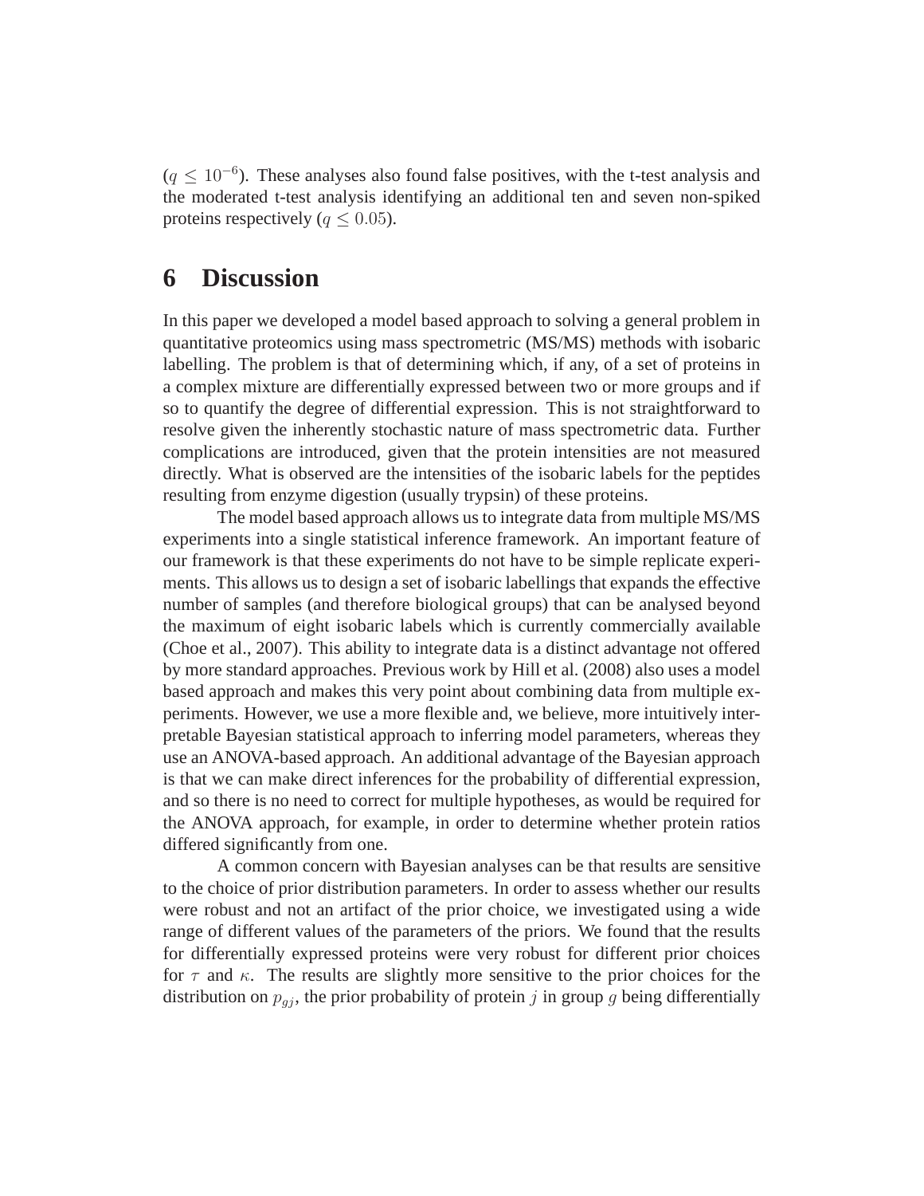($q \leq 10^{-6}$). These analyses also found false positives, with the t-test analysis and the moderated t-test analysis identifying an additional ten and seven non-spiked proteins respectively ($q \leq 0.05$).

# 6 Discussion

In this paper we developed a model based approach to solving a general problem in quantitative proteomics using mass spectrometric (MS/MS) methods with isobaric labelling. The problem is that of determining which, if any, of a set of proteins in a complex mixture are differentially expressed between two or more groups and if so to quantify the degree of differential expression. This is not straightforward to resolve given the inherently stochastic nature of mass spectrometric data. Further complications are introduced, given that the protein intensities are not measured directly. What is observed are the intensities of the isobaric labels for the peptides resulting from enzyme digestion (usually trypsin) of these proteins.

The model based approach allows us to integrate data from multiple MS/MS experiments into a single statistical inference framework. An important feature of our framework is that these experiments do not have to be simple replicate experiments. This allows us to design a set of isobaric labellings that expands the effective number of samples (and therefore biological groups) that can be analysed beyond the maximum of eight isobaric labels which is currently commercially available (Choe et al., 2007). This ability to integrate data is a distinct advantage not offered by more standard approaches. Previous work by Hill et al. (2008) also uses a model based approach and makes this very point about combining data from multiple experiments. However, we use a more flexible and, we believe, more intuitively interpretable Bayesian statistical approach to inferring model parameters, whereas they use an ANOVA-based approach. An additional advantage of the Bayesian approach is that we can make direct inferences for the probability of differential expression, and so there is no need to correct for multiple hypotheses, as would be required for the ANOVA approach, for example, in order to determine whether protein ratios differed significantly from one.

A common concern with Bayesian analyses can be that results are sensitive to the choice of prior distribution parameters. In order to assess whether our results were robust and not an artifact of the prior choice, we investigated using a wide range of different values of the parameters of the priors. We found that the results for differentially expressed proteins were very robust for different prior choices for $\tau$ and $\kappa$. The results are slightly more sensitive to the prior choices for the distribution on $p_{gj}$, the prior probability of protein $j$ in group $g$ being differentially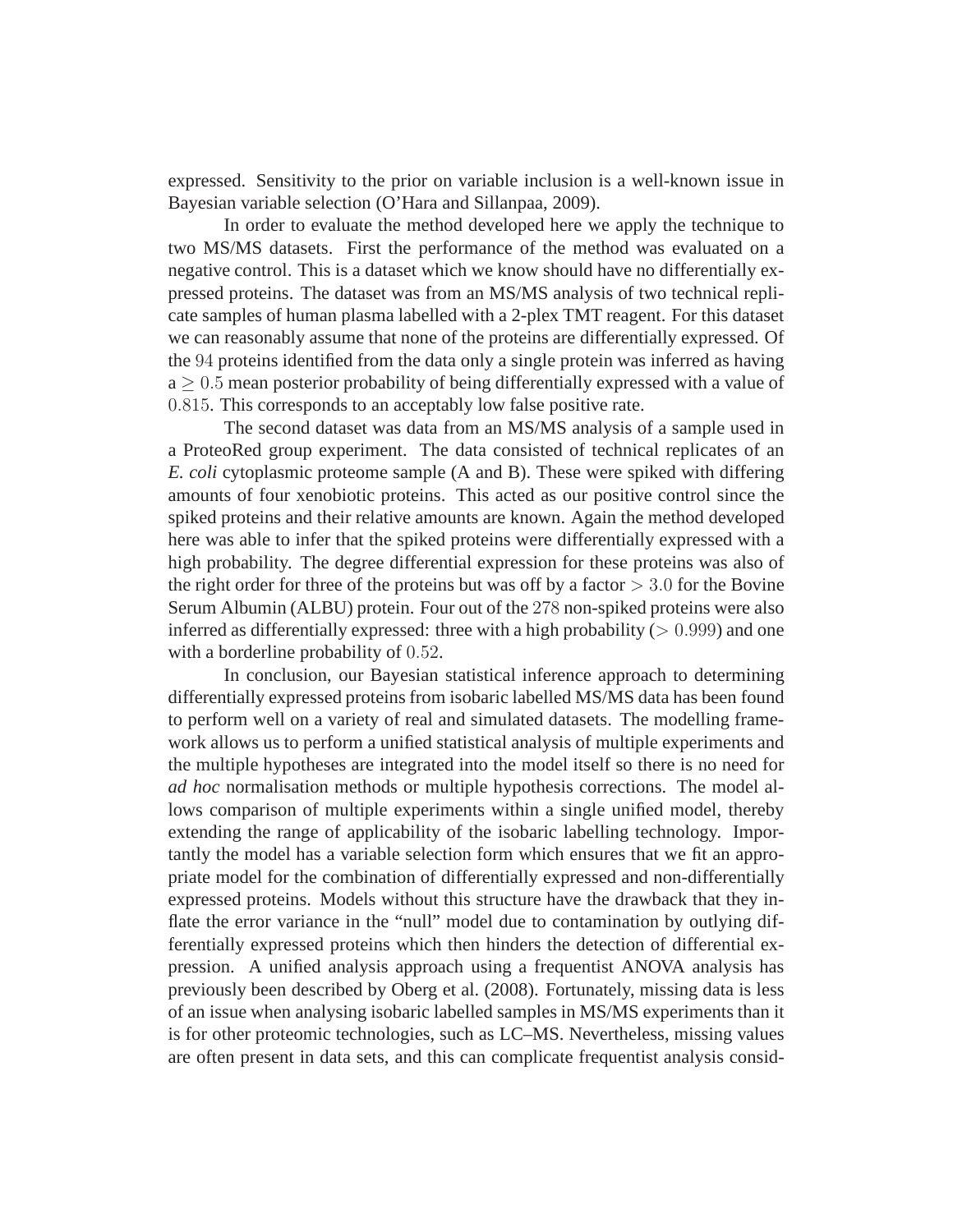expressed. Sensitivity to the prior on variable inclusion is a well-known issue in Bayesian variable selection (O'Hara and Sillanpaa, 2009).

In order to evaluate the method developed here we apply the technique to two MS/MS datasets. First the performance of the method was evaluated on a negative control. This is a dataset which we know should have no differentially expressed proteins. The dataset was from an MS/MS analysis of two technical replicate samples of human plasma labelled with a 2-plex TMT reagent. For this dataset we can reasonably assume that none of the proteins are differentially expressed. Of the $94$ proteins identified from the data only a single protein was inferred as having a $\geq 0.5$ mean posterior probability of being differentially expressed with a value of $0.815$. This corresponds to an acceptably low false positive rate.

The second dataset was data from an MS/MS analysis of a sample used in a ProteoRed group experiment. The data consisted of technical replicates of an *E. coli* cytoplasmic proteome sample (A and B). These were spiked with differing amounts of four xenobiotic proteins. This acted as our positive control since the spiked proteins and their relative amounts are known. Again the method developed here was able to infer that the spiked proteins were differentially expressed with a high probability. The degree differential expression for these proteins was also of the right order for three of the proteins but was off by a factor $> 3.0$ for the Bovine Serum Albumin (ALBU) protein. Four out of the $278$ non-spiked proteins were also inferred as differentially expressed: three with a high probability ($> 0.999$) and one with a borderline probability of $0.52$.

In conclusion, our Bayesian statistical inference approach to determining differentially expressed proteins from isobaric labelled MS/MS data has been found to perform well on a variety of real and simulated datasets. The modelling framework allows us to perform a unified statistical analysis of multiple experiments and the multiple hypotheses are integrated into the model itself so there is no need for *ad hoc* normalisation methods or multiple hypothesis corrections. The model allows comparison of multiple experiments within a single unified model, thereby extending the range of applicability of the isobaric labelling technology. Importantly the model has a variable selection form which ensures that we fit an appropriate model for the combination of differentially expressed and non-differentially expressed proteins. Models without this structure have the drawback that they inflate the error variance in the "null" model due to contamination by outlying differentially expressed proteins which then hinders the detection of differential expression. A unified analysis approach using a frequentist ANOVA analysis has previously been described by Oberg et al. (2008). Fortunately, missing data is less of an issue when analysing isobaric labelled samples in MS/MS experiments than it is for other proteomic technologies, such as LC–MS. Nevertheless, missing values are often present in data sets, and this can complicate frequentist analysis consid-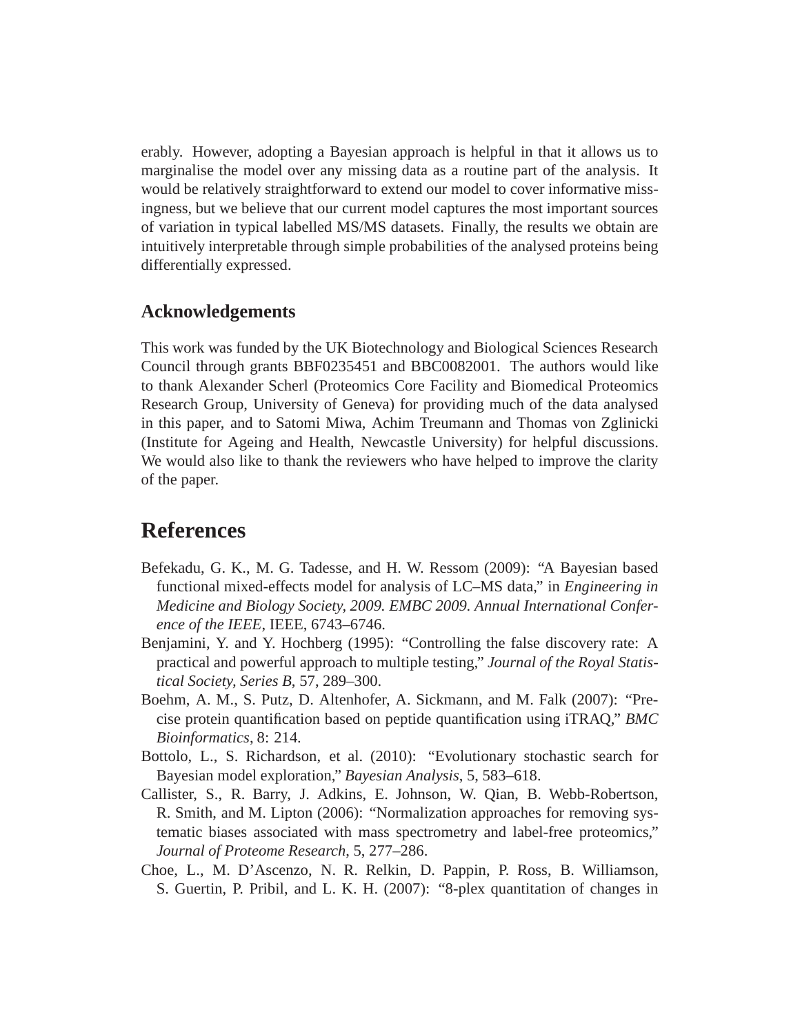erably. However, adopting a Bayesian approach is helpful in that it allows us to marginalise the model over any missing data as a routine part of the analysis. It would be relatively straightforward to extend our model to cover informative missingness, but we believe that our current model captures the most important sources of variation in typical labelled MS/MS datasets. Finally, the results we obtain are intuitively interpretable through simple probabilities of the analysed proteins being differentially expressed.

## Acknowledgements

This work was funded by the UK Biotechnology and Biological Sciences Research Council through grants BBF0235451 and BBC0082001. The authors would like to thank Alexander Scherl (Proteomics Core Facility and Biomedical Proteomics Research Group, University of Geneva) for providing much of the data analysed in this paper, and to Satomi Miwa, Achim Treumann and Thomas von Zglinicki (Institute for Ageing and Health, Newcastle University) for helpful discussions. We would also like to thank the reviewers who have helped to improve the clarity of the paper.

# References

Befekadu, G. K., M. G. Tadesse, and H. W. Ressom (2009): "A Bayesian based functional mixed-effects model for analysis of LC–MS data," in *Engineering in Medicine and Biology Society, 2009. EMBC 2009. Annual International Conference of the IEEE*, IEEE, 6743–6746.

Benjamini, Y. and Y. Hochberg (1995): "Controlling the false discovery rate: A practical and powerful approach to multiple testing," *Journal of the Royal Statistical Society, Series B*, 57, 289–300.

Boehm, A. M., S. Putz, D. Altenhofer, A. Sickmann, and M. Falk (2007): "Precise protein quantification based on peptide quantification using iTRAQ," *BMC Bioinformatics*, 8: 214.

Bottolo, L., S. Richardson, et al. (2010): "Evolutionary stochastic search for Bayesian model exploration," *Bayesian Analysis*, 5, 583–618.

Callister, S., R. Barry, J. Adkins, E. Johnson, W. Qian, B. Webb-Robertson, R. Smith, and M. Lipton (2006): "Normalization approaches for removing systematic biases associated with mass spectrometry and label-free proteomics," *Journal of Proteome Research*, 5, 277–286.

Choe, L., M. D'Ascenzo, N. R. Relkin, D. Pappin, P. Ross, B. Williamson, S. Guertin, P. Pribil, and L. K. H. (2007): "8-plex quantitation of changes in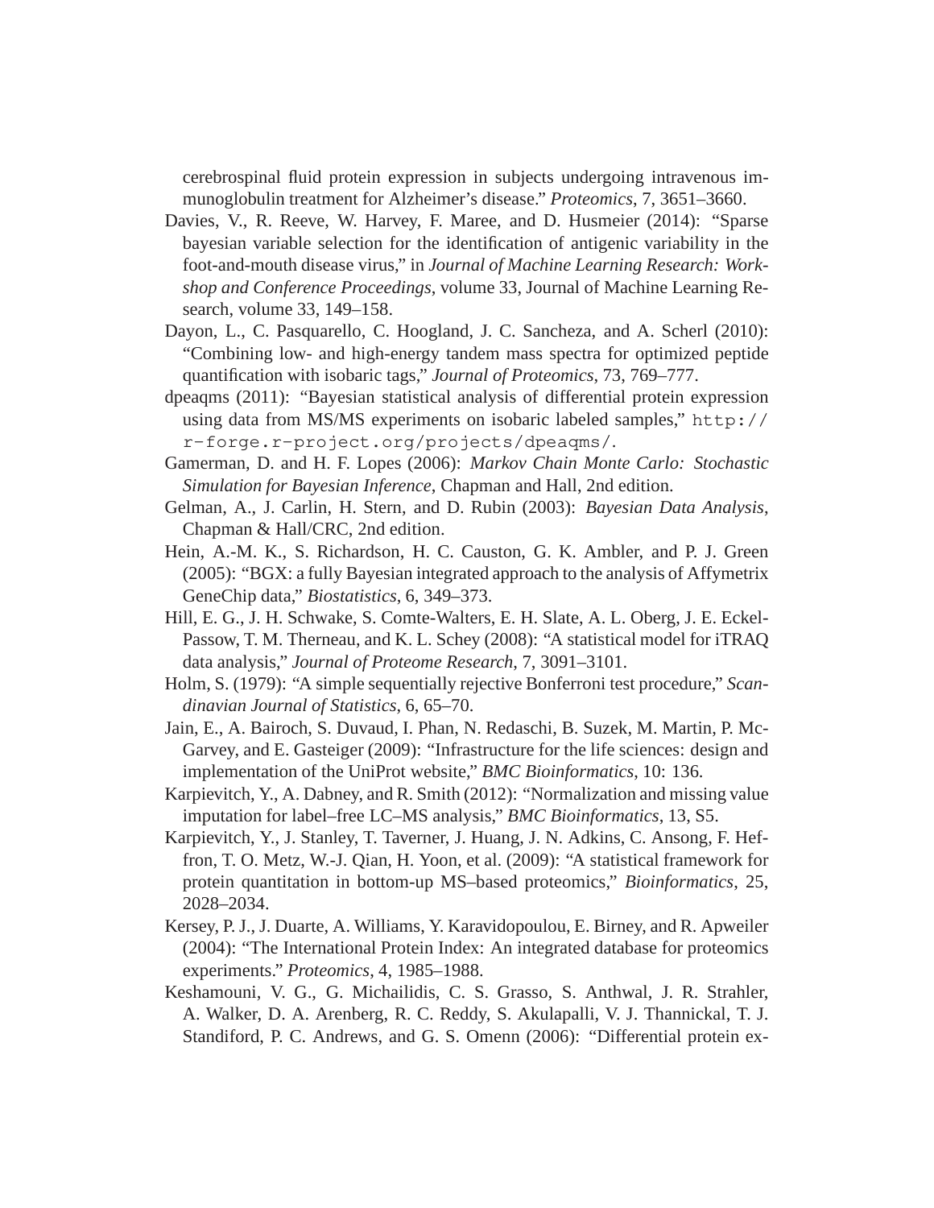cerebrospinal fluid protein expression in subjects undergoing intravenous immunoglobulin treatment for Alzheimer's disease." *Proteomics*, 7, 3651–3660.

Davies, V., R. Reeve, W. Harvey, F. Maree, and D. Husmeier (2014): "Sparse bayesian variable selection for the identification of antigenic variability in the foot-and-mouth disease virus," in *Journal of Machine Learning Research: Workshop and Conference Proceedings*, volume 33, Journal of Machine Learning Research, volume 33, 149–158.

Dayon, L., C. Pasquarello, C. Hoogland, J. C. Sancheza, and A. Scherl (2010): "Combining low- and high-energy tandem mass spectra for optimized peptide quantification with isobaric tags," *Journal of Proteomics*, 73, 769–777.

dpeaqms (2011): "Bayesian statistical analysis of differential protein expression using data from MS/MS experiments on isobaric labeled samples," `http://r-forge.r-project.org/projects/dpeaqms/`.

Gamerman, D. and H. F. Lopes (2006): *Markov Chain Monte Carlo: Stochastic Simulation for Bayesian Inference*, Chapman and Hall, 2nd edition.

Gelman, A., J. Carlin, H. Stern, and D. Rubin (2003): *Bayesian Data Analysis*, Chapman & Hall/CRC, 2nd edition.

Hein, A.-M. K., S. Richardson, H. C. Causton, G. K. Ambler, and P. J. Green (2005): "BGX: a fully Bayesian integrated approach to the analysis of Affymetrix GeneChip data," *Biostatistics*, 6, 349–373.

Hill, E. G., J. H. Schwake, S. Comte-Walters, E. H. Slate, A. L. Oberg, J. E. Eckel-Passow, T. M. Therneau, and K. L. Schey (2008): "A statistical model for iTRAQ data analysis," *Journal of Proteome Research*, 7, 3091–3101.

Holm, S. (1979): "A simple sequentially rejective Bonferroni test procedure," *Scandinavian Journal of Statistics*, 6, 65–70.

Jain, E., A. Bairoch, S. Duvaud, I. Phan, N. Redaschi, B. Suzek, M. Martin, P. McGarvey, and E. Gasteiger (2009): "Infrastructure for the life sciences: design and implementation of the UniProt website," *BMC Bioinformatics*, 10: 136.

Karpievitch, Y., A. Dabney, and R. Smith (2012): "Normalization and missing value imputation for label–free LC–MS analysis," *BMC Bioinformatics*, 13, S5.

Karpievitch, Y., J. Stanley, T. Taverner, J. Huang, J. N. Adkins, C. Ansong, F. Heffron, T. O. Metz, W.-J. Qian, H. Yoon, et al. (2009): "A statistical framework for protein quantitation in bottom-up MS–based proteomics," *Bioinformatics*, 25, 2028–2034.

Kersey, P. J., J. Duarte, A. Williams, Y. Karavidopoulou, E. Birney, and R. Apweiler (2004): "The International Protein Index: An integrated database for proteomics experiments." *Proteomics*, 4, 1985–1988.

Keshamouni, V. G., G. Michailidis, C. S. Grasso, S. Anthwal, J. R. Strahler, A. Walker, D. A. Arenberg, R. C. Reddy, S. Akulapalli, V. J. Thannickal, T. J. Standiford, P. C. Andrews, and G. S. Omenn (2006): "Differential protein ex-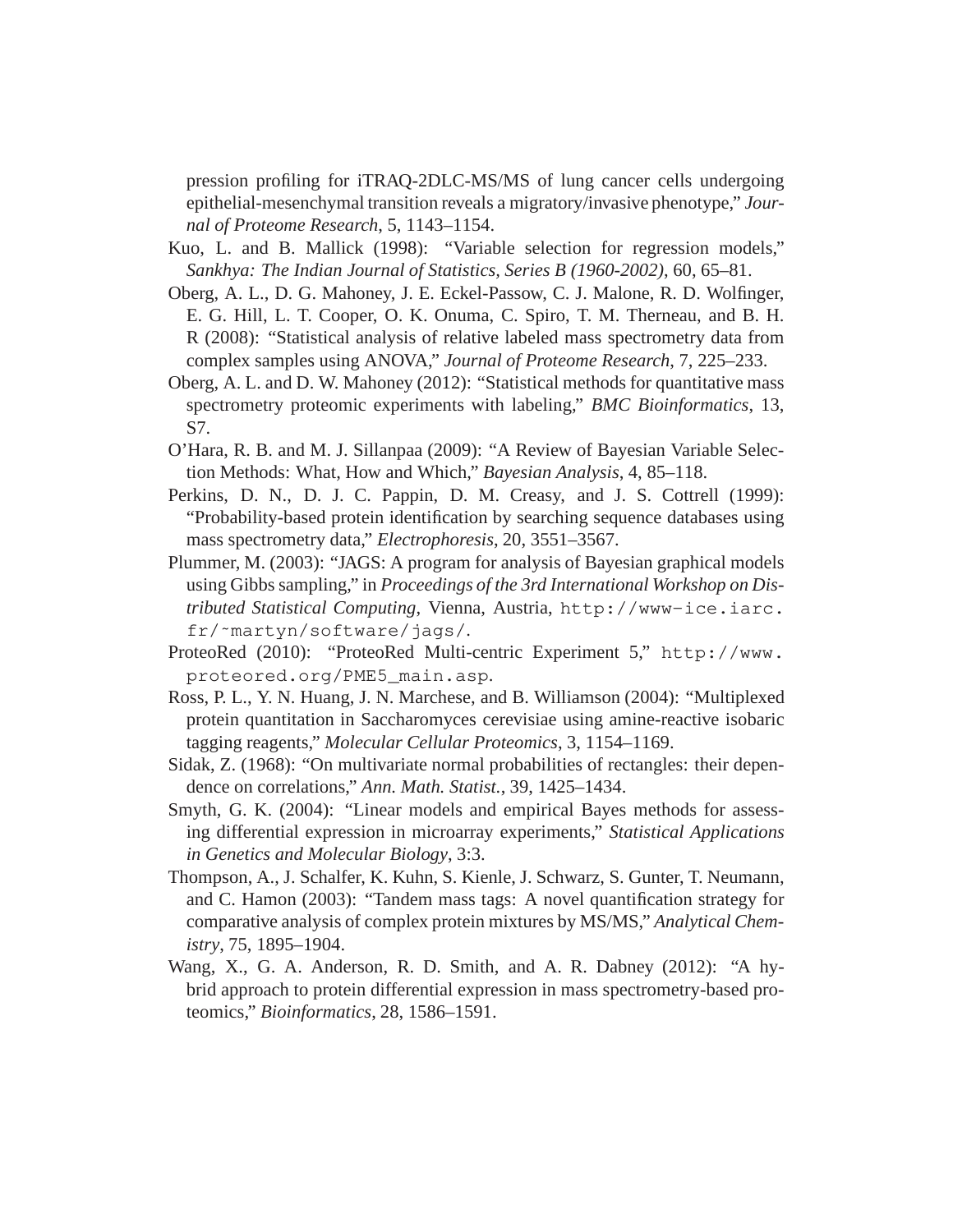pression profiling for iTRAQ-2DLC-MS/MS of lung cancer cells undergoing epithelial-mesenchymal transition reveals a migratory/invasive phenotype," *Journal of Proteome Research*, 5, 1143–1154.

Kuo, L. and B. Mallick (1998): "Variable selection for regression models," *Sankhya: The Indian Journal of Statistics, Series B (1960-2002)*, 60, 65–81.

Oberg, A. L., D. G. Mahoney, J. E. Eckel-Passow, C. J. Malone, R. D. Wolfinger, E. G. Hill, L. T. Cooper, O. K. Onuma, C. Spiro, T. M. Therneau, and B. H. R (2008): "Statistical analysis of relative labeled mass spectrometry data from complex samples using ANOVA," *Journal of Proteome Research*, 7, 225–233.

Oberg, A. L. and D. W. Mahoney (2012): "Statistical methods for quantitative mass spectrometry proteomic experiments with labeling," *BMC Bioinformatics*, 13, S7.

O'Hara, R. B. and M. J. Sillanpaa (2009): "A Review of Bayesian Variable Selection Methods: What, How and Which," *Bayesian Analysis*, 4, 85–118.

Perkins, D. N., D. J. C. Pappin, D. M. Creasy, and J. S. Cottrell (1999): "Probability-based protein identification by searching sequence databases using mass spectrometry data," *Electrophoresis*, 20, 3551–3567.

Plummer, M. (2003): "JAGS: A program for analysis of Bayesian graphical models using Gibbs sampling," in *Proceedings of the 3rd International Workshop on Distributed Statistical Computing*, Vienna, Austria, `http://www-ice.iarc.fr/~martyn/software/jags/`.

ProteoRed (2010): "ProteoRed Multi-centric Experiment 5," `http://www.proteored.org/PME5_main.asp`.

Ross, P. L., Y. N. Huang, J. N. Marchese, and B. Williamson (2004): "Multiplexed protein quantitation in Saccharomyces cerevisiae using amine-reactive isobaric tagging reagents," *Molecular Cellular Proteomics*, 3, 1154–1169.

Sidak, Z. (1968): "On multivariate normal probabilities of rectangles: their dependence on correlations," *Ann. Math. Statist.*, 39, 1425–1434.

Smyth, G. K. (2004): "Linear models and empirical Bayes methods for assessing differential expression in microarray experiments," *Statistical Applications in Genetics and Molecular Biology*, 3:3.

Thompson, A., J. Schalfer, K. Kuhn, S. Kienle, J. Schwarz, S. Gunter, T. Neumann, and C. Hamon (2003): "Tandem mass tags: A novel quantification strategy for comparative analysis of complex protein mixtures by MS/MS," *Analytical Chemistry*, 75, 1895–1904.

Wang, X., G. A. Anderson, R. D. Smith, and A. R. Dabney (2012): "A hybrid approach to protein differential expression in mass spectrometry-based proteomics," *Bioinformatics*, 28, 1586–1591.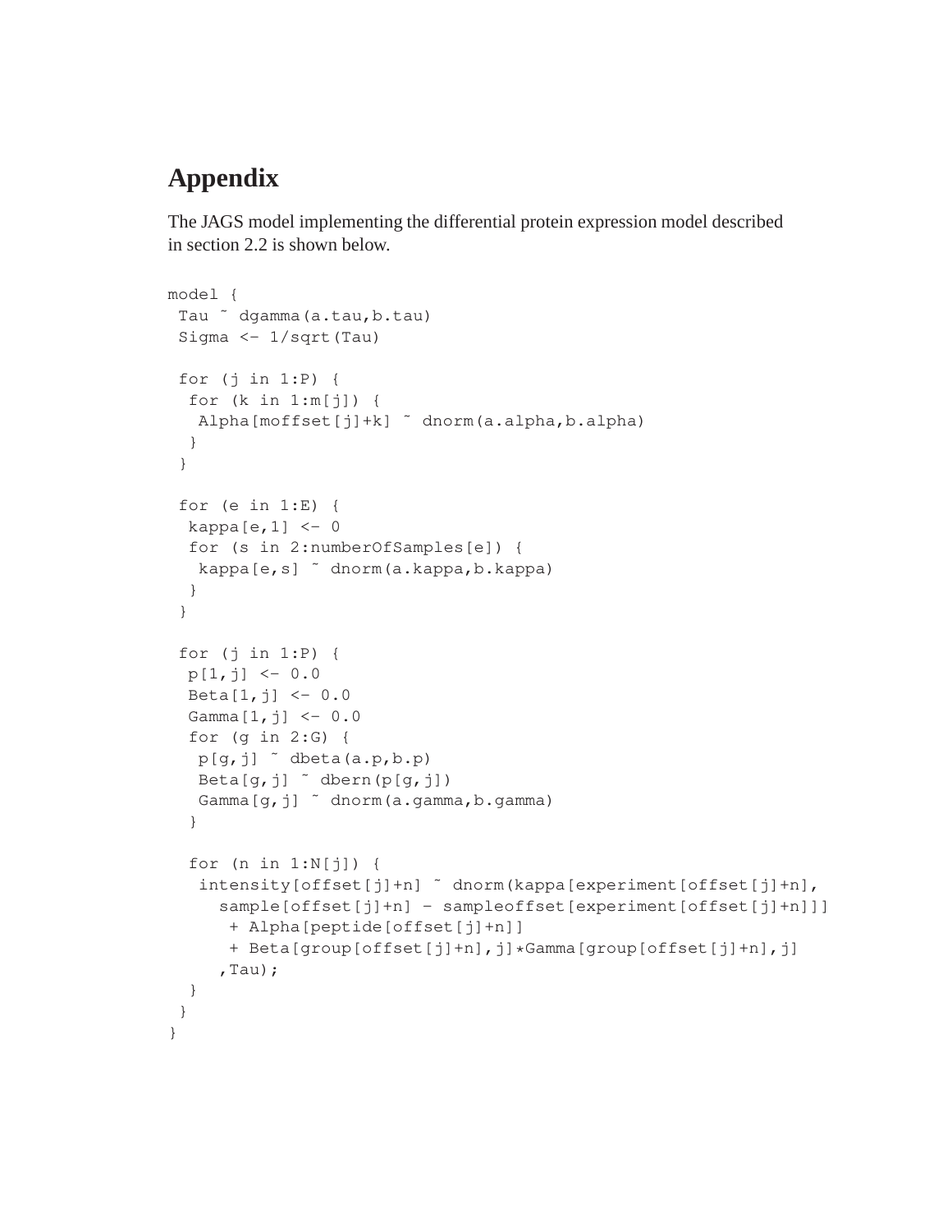# Appendix

The JAGS model implementing the differential protein expression model described in section 2.2 is shown below.

```
model {
 Tau ~ dgamma(a.tau,b.tau)
 Sigma <- 1/sqrt(Tau)

 for (j in 1:P) {
  for (k in 1:m[j]) {
   Alpha[moffset[j]+k] ~ dnorm(a.alpha,b.alpha)
  }
 }

 for (e in 1:E) {
  kappa[e,1] <- 0
  for (s in 2:numberOfSamples[e]) {
   kappa[e,s] ~ dnorm(a.kappa,b.kappa)
  }
 }

 for (j in 1:P) {
  p[1,j] <- 0.0
  Beta[1,j] <- 0.0
  Gamma[1,j] <- 0.0
  for (g in 2:G) {
   p[g,j] ~ dbeta(a.p,b.p)
   Beta[g,j] ~ dbern(p[g,j])
   Gamma[g,j] ~ dnorm(a.gamma,b.gamma)
  }

  for (n in 1:N[j]) {
   intensity[offset[j]+n] ~ dnorm(kappa[experiment[offset[j]+n],
     sample[offset[j]+n] - sampleoffset[experiment[offset[j]+n]]]
      + Alpha[peptide[offset[j]+n]]
      + Beta[group[offset[j]+n],j]*Gamma[group[offset[j]+n],j]
     ,Tau);
  }
 }
}
```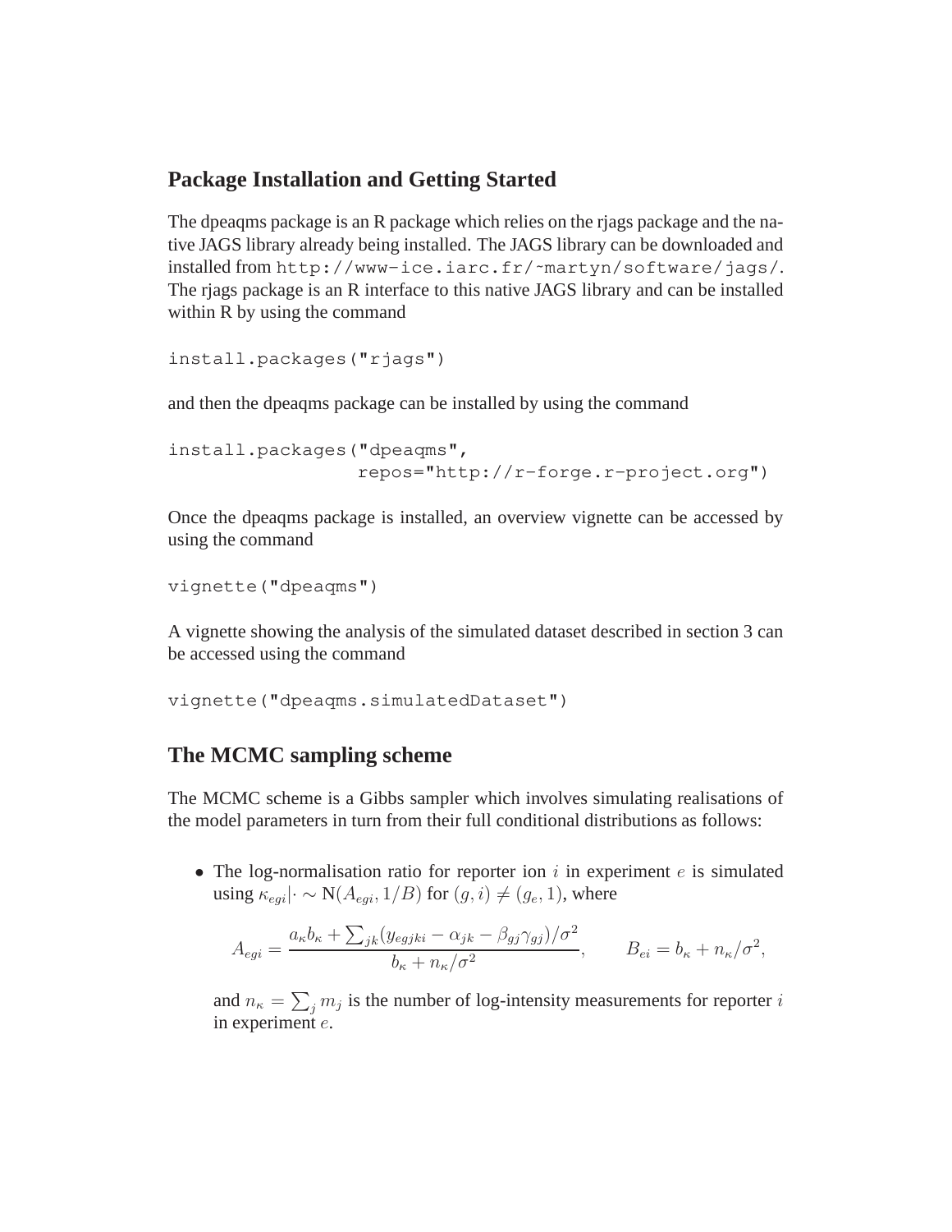## Package Installation and Getting Started

The dpeaqms package is an R package which relies on the rjags package and the native JAGS library already being installed. The JAGS library can be downloaded and installed from `http://www-ice.iarc.fr/~martyn/software/jags/`. The rjags package is an R interface to this native JAGS library and can be installed within R by using the command

```
install.packages("rjags")
```

and then the dpeaqms package can be installed by using the command

```
install.packages("dpeaqms",
                 repos="http://r-forge.r-project.org")
```

Once the dpeaqms package is installed, an overview vignette can be accessed by using the command

```
vignette("dpeaqms")
```

A vignette showing the analysis of the simulated dataset described in section 3 can be accessed using the command

```
vignette("dpeaqms.simulatedDataset")
```

## The MCMC sampling scheme

The MCMC scheme is a Gibbs sampler which involves simulating realisations of the model parameters in turn from their full conditional distributions as follows:

- The log-normalisation ratio for reporter ion $i$ in experiment $e$ is simulated using $\kappa_{egi}|\cdot \sim \text{N}(A_{egi}, 1/B)$ for $(g, i) \neq (g_e, 1)$, where

$$A_{egi} = \frac{a_\kappa b_\kappa + \sum_{jk}(y_{egjki} - \alpha_{jk} - \beta_{gj}\gamma_{gj})/\sigma^2}{b_\kappa + n_\kappa/\sigma^2}, \qquad B_{ei} = b_\kappa + n_\kappa/\sigma^2,$$

  and $n_\kappa = \sum_j m_j$ is the number of log-intensity measurements for reporter $i$ in experiment $e$.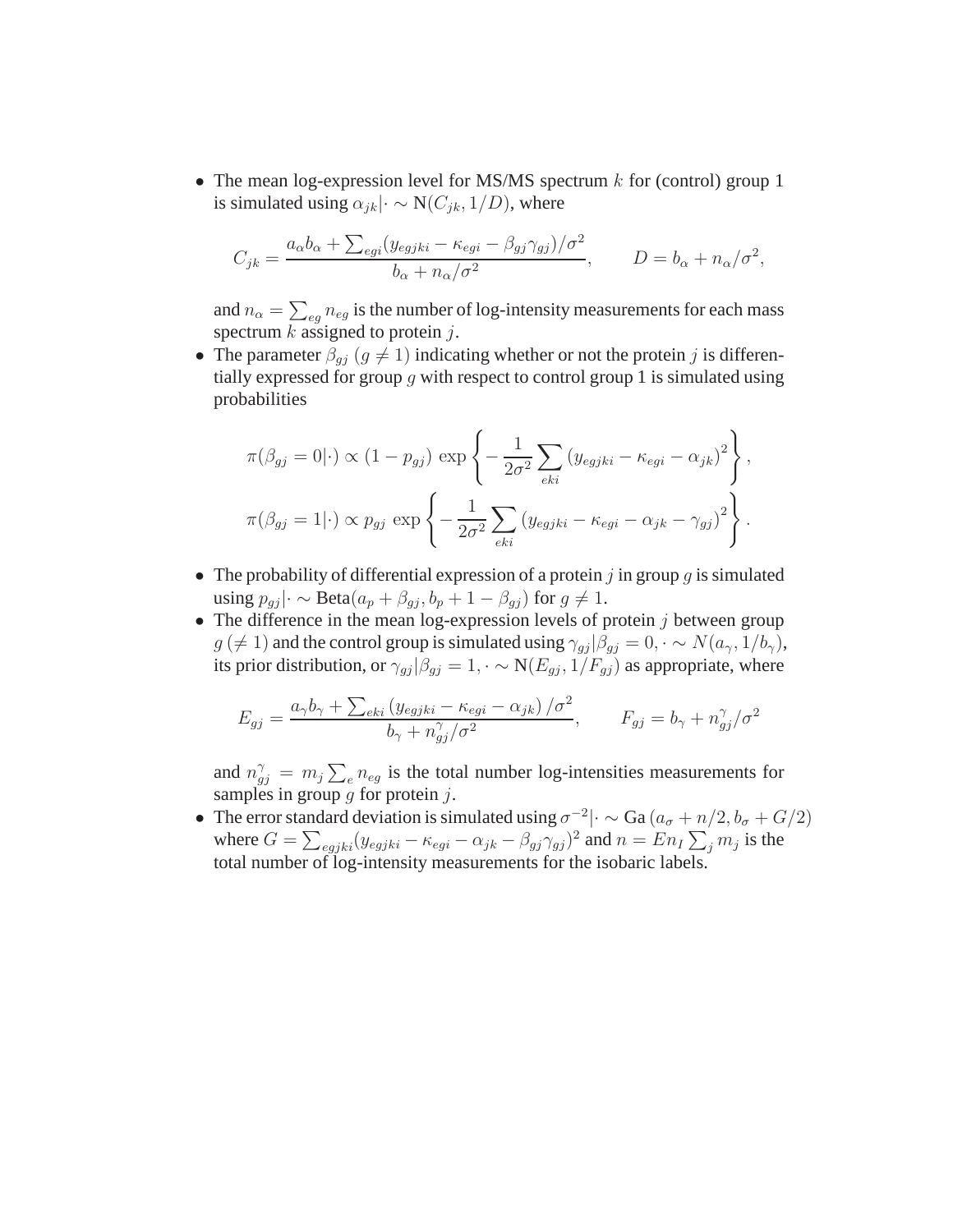- The mean log-expression level for MS/MS spectrum $k$ for (control) group 1 is simulated using $\alpha_{jk}|\cdot \sim \mathrm{N}(C_{jk}, 1/D)$, where

$$C_{jk} = \frac{a_\alpha b_\alpha + \sum_{egi}(y_{egjki} - \kappa_{egi} - \beta_{gj}\gamma_{gj})/\sigma^2}{b_\alpha + n_\alpha/\sigma^2}, \qquad D = b_\alpha + n_\alpha/\sigma^2,$$

  and $n_\alpha = \sum_{eg} n_{eg}$ is the number of log-intensity measurements for each mass spectrum $k$ assigned to protein $j$.

- The parameter $\beta_{gj}$ $(g \neq 1)$ indicating whether or not the protein $j$ is differentially expressed for group $g$ with respect to control group 1 is simulated using probabilities

$$\pi(\beta_{gj} = 0|\cdot) \propto (1 - p_{gj}) \exp\left\{ -\frac{1}{2\sigma^2} \sum_{eki} (y_{egjki} - \kappa_{egi} - \alpha_{jk})^2 \right\},$$

$$\pi(\beta_{gj} = 1|\cdot) \propto p_{gj} \exp\left\{ -\frac{1}{2\sigma^2} \sum_{eki} (y_{egjki} - \kappa_{egi} - \alpha_{jk} - \gamma_{gj})^2 \right\}.$$

- The probability of differential expression of a protein $j$ in group $g$ is simulated using $p_{gj}|\cdot \sim \mathrm{Beta}(a_p + \beta_{gj}, b_p + 1 - \beta_{gj})$ for $g \neq 1$.

- The difference in the mean log-expression levels of protein $j$ between group $g\,(\neq 1)$ and the control group is simulated using $\gamma_{gj}|\beta_{gj} = 0, \cdot \sim N(a_\gamma, 1/b_\gamma)$, its prior distribution, or $\gamma_{gj}|\beta_{gj} = 1, \cdot \sim \mathrm{N}(E_{gj}, 1/F_{gj})$ as appropriate, where

$$E_{gj} = \frac{a_\gamma b_\gamma + \sum_{eki} (y_{egjki} - \kappa_{egi} - \alpha_{jk})/\sigma^2}{b_\gamma + n_{gj}^\gamma/\sigma^2}, \qquad F_{gj} = b_\gamma + n_{gj}^\gamma/\sigma^2$$

  and $n_{gj}^\gamma = m_j \sum_e n_{eg}$ is the total number log-intensities measurements for samples in group $g$ for protein $j$.

- The error standard deviation is simulated using $\sigma^{-2}|\cdot \sim \mathrm{Ga}\,(a_\sigma + n/2, b_\sigma + G/2)$ where $G = \sum_{egjki}(y_{egjki} - \kappa_{egi} - \alpha_{jk} - \beta_{gj}\gamma_{gj})^2$ and $n = En_I \sum_j m_j$ is the total number of log-intensity measurements for the isobaric labels.